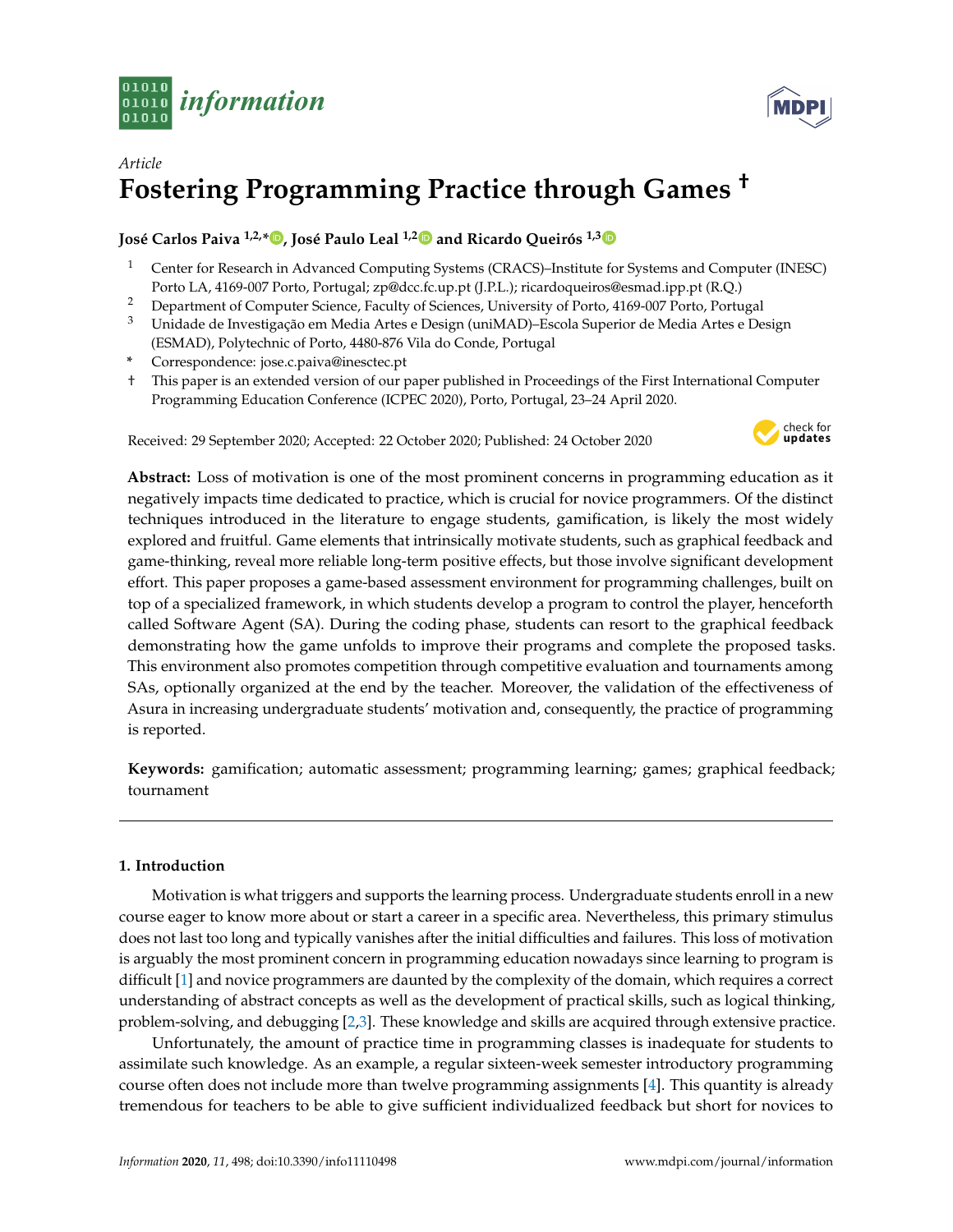*Article*

# Fostering Programming Practice through Games †

**José Carlos Paiva [1,2,*], José Paulo Leal [1,2] and Ricardo Queirós [1,3]**

[1] Center for Research in Advanced Computing Systems (CRACS)–Institute for Systems and Computer (INESC) Porto LA, 4169-007 Porto, Portugal; zp@dcc.fc.up.pt (J.P.L.); ricardoqueiros@esmad.ipp.pt (R.Q.)

[2] Department of Computer Science, Faculty of Sciences, University of Porto, 4169-007 Porto, Portugal

[3] Unidade de Investigação em Media Artes e Design (uniMAD)–Escola Superior de Media Artes e Design (ESMAD), Polytechnic of Porto, 4480-876 Vila do Conde, Portugal

\* Correspondence: jose.c.paiva@inesctec.pt

† This paper is an extended version of our paper published in Proceedings of the First International Computer Programming Education Conference (ICPEC 2020), Porto, Portugal, 23–24 April 2020.

Received: 29 September 2020; Accepted: 22 October 2020; Published: 24 October 2020

**Abstract:** Loss of motivation is one of the most prominent concerns in programming education as it negatively impacts time dedicated to practice, which is crucial for novice programmers. Of the distinct techniques introduced in the literature to engage students, gamification, is likely the most widely explored and fruitful. Game elements that intrinsically motivate students, such as graphical feedback and game-thinking, reveal more reliable long-term positive effects, but those involve significant development effort. This paper proposes a game-based assessment environment for programming challenges, built on top of a specialized framework, in which students develop a program to control the player, henceforth called Software Agent (SA). During the coding phase, students can resort to the graphical feedback demonstrating how the game unfolds to improve their programs and complete the proposed tasks. This environment also promotes competition through competitive evaluation and tournaments among SAs, optionally organized at the end by the teacher. Moreover, the validation of the effectiveness of Asura in increasing undergraduate students' motivation and, consequently, the practice of programming is reported.

**Keywords:** gamification; automatic assessment; programming learning; games; graphical feedback; tournament

## 1. Introduction

Motivation is what triggers and supports the learning process. Undergraduate students enroll in a new course eager to know more about or start a career in a specific area. Nevertheless, this primary stimulus does not last too long and typically vanishes after the initial difficulties and failures. This loss of motivation is arguably the most prominent concern in programming education nowadays since learning to program is difficult [1] and novice programmers are daunted by the complexity of the domain, which requires a correct understanding of abstract concepts as well as the development of practical skills, such as logical thinking, problem-solving, and debugging [2,3]. These knowledge and skills are acquired through extensive practice.

Unfortunately, the amount of practice time in programming classes is inadequate for students to assimilate such knowledge. As an example, a regular sixteen-week semester introductory programming course often does not include more than twelve programming assignments [4]. This quantity is already tremendous for teachers to be able to give sufficient individualized feedback but short for novices to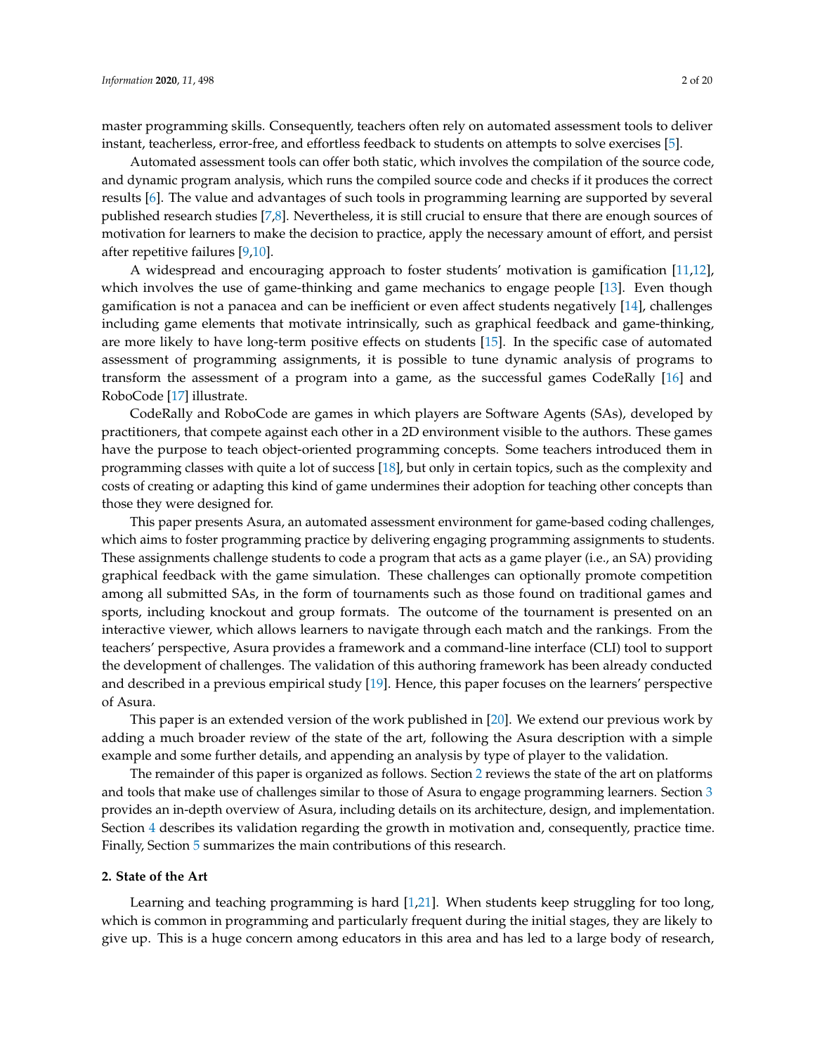master programming skills. Consequently, teachers often rely on automated assessment tools to deliver instant, teacherless, error-free, and effortless feedback to students on attempts to solve exercises [5].

Automated assessment tools can offer both static, which involves the compilation of the source code, and dynamic program analysis, which runs the compiled source code and checks if it produces the correct results [6]. The value and advantages of such tools in programming learning are supported by several published research studies [7,8]. Nevertheless, it is still crucial to ensure that there are enough sources of motivation for learners to make the decision to practice, apply the necessary amount of effort, and persist after repetitive failures [9,10].

A widespread and encouraging approach to foster students' motivation is gamification [11,12], which involves the use of game-thinking and game mechanics to engage people [13]. Even though gamification is not a panacea and can be inefficient or even affect students negatively [14], challenges including game elements that motivate intrinsically, such as graphical feedback and game-thinking, are more likely to have long-term positive effects on students [15]. In the specific case of automated assessment of programming assignments, it is possible to tune dynamic analysis of programs to transform the assessment of a program into a game, as the successful games CodeRally [16] and RoboCode [17] illustrate.

CodeRally and RoboCode are games in which players are Software Agents (SAs), developed by practitioners, that compete against each other in a 2D environment visible to the authors. These games have the purpose to teach object-oriented programming concepts. Some teachers introduced them in programming classes with quite a lot of success [18], but only in certain topics, such as the complexity and costs of creating or adapting this kind of game undermines their adoption for teaching other concepts than those they were designed for.

This paper presents Asura, an automated assessment environment for game-based coding challenges, which aims to foster programming practice by delivering engaging programming assignments to students. These assignments challenge students to code a program that acts as a game player (i.e., an SA) providing graphical feedback with the game simulation. These challenges can optionally promote competition among all submitted SAs, in the form of tournaments such as those found on traditional games and sports, including knockout and group formats. The outcome of the tournament is presented on an interactive viewer, which allows learners to navigate through each match and the rankings. From the teachers' perspective, Asura provides a framework and a command-line interface (CLI) tool to support the development of challenges. The validation of this authoring framework has been already conducted and described in a previous empirical study [19]. Hence, this paper focuses on the learners' perspective of Asura.

This paper is an extended version of the work published in [20]. We extend our previous work by adding a much broader review of the state of the art, following the Asura description with a simple example and some further details, and appending an analysis by type of player to the validation.

The remainder of this paper is organized as follows. Section 2 reviews the state of the art on platforms and tools that make use of challenges similar to those of Asura to engage programming learners. Section 3 provides an in-depth overview of Asura, including details on its architecture, design, and implementation. Section 4 describes its validation regarding the growth in motivation and, consequently, practice time. Finally, Section 5 summarizes the main contributions of this research.

## 2. State of the Art

Learning and teaching programming is hard [1,21]. When students keep struggling for too long, which is common in programming and particularly frequent during the initial stages, they are likely to give up. This is a huge concern among educators in this area and has led to a large body of research,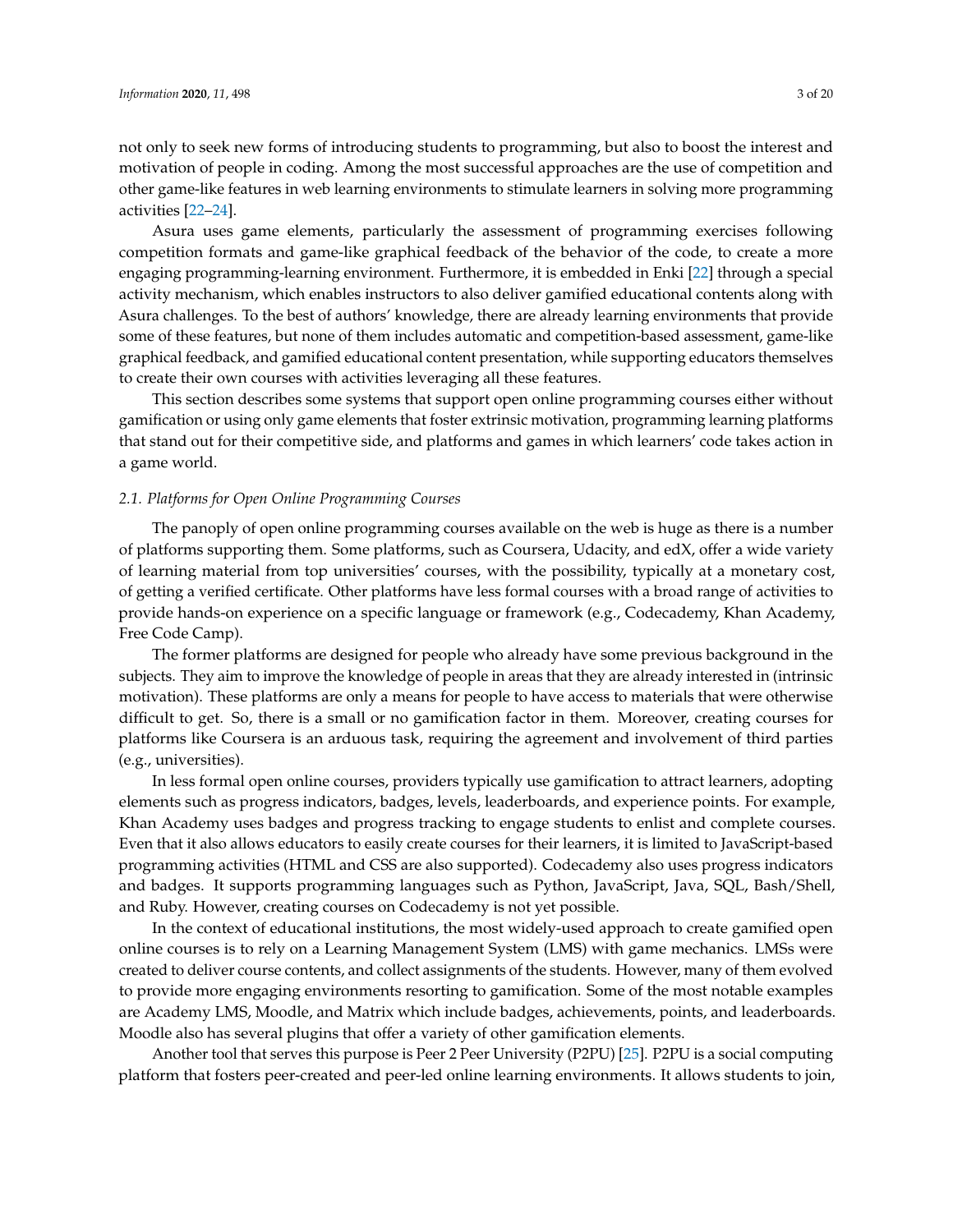not only to seek new forms of introducing students to programming, but also to boost the interest and motivation of people in coding. Among the most successful approaches are the use of competition and other game-like features in web learning environments to stimulate learners in solving more programming activities [22–24].

Asura uses game elements, particularly the assessment of programming exercises following competition formats and game-like graphical feedback of the behavior of the code, to create a more engaging programming-learning environment. Furthermore, it is embedded in Enki [22] through a special activity mechanism, which enables instructors to also deliver gamified educational contents along with Asura challenges. To the best of authors' knowledge, there are already learning environments that provide some of these features, but none of them includes automatic and competition-based assessment, game-like graphical feedback, and gamified educational content presentation, while supporting educators themselves to create their own courses with activities leveraging all these features.

This section describes some systems that support open online programming courses either without gamification or using only game elements that foster extrinsic motivation, programming learning platforms that stand out for their competitive side, and platforms and games in which learners' code takes action in a game world.

### *2.1. Platforms for Open Online Programming Courses*

The panoply of open online programming courses available on the web is huge as there is a number of platforms supporting them. Some platforms, such as Coursera, Udacity, and edX, offer a wide variety of learning material from top universities' courses, with the possibility, typically at a monetary cost, of getting a verified certificate. Other platforms have less formal courses with a broad range of activities to provide hands-on experience on a specific language or framework (e.g., Codecademy, Khan Academy, Free Code Camp).

The former platforms are designed for people who already have some previous background in the subjects. They aim to improve the knowledge of people in areas that they are already interested in (intrinsic motivation). These platforms are only a means for people to have access to materials that were otherwise difficult to get. So, there is a small or no gamification factor in them. Moreover, creating courses for platforms like Coursera is an arduous task, requiring the agreement and involvement of third parties (e.g., universities).

In less formal open online courses, providers typically use gamification to attract learners, adopting elements such as progress indicators, badges, levels, leaderboards, and experience points. For example, Khan Academy uses badges and progress tracking to engage students to enlist and complete courses. Even that it also allows educators to easily create courses for their learners, it is limited to JavaScript-based programming activities (HTML and CSS are also supported). Codecademy also uses progress indicators and badges. It supports programming languages such as Python, JavaScript, Java, SQL, Bash/Shell, and Ruby. However, creating courses on Codecademy is not yet possible.

In the context of educational institutions, the most widely-used approach to create gamified open online courses is to rely on a Learning Management System (LMS) with game mechanics. LMSs were created to deliver course contents, and collect assignments of the students. However, many of them evolved to provide more engaging environments resorting to gamification. Some of the most notable examples are Academy LMS, Moodle, and Matrix which include badges, achievements, points, and leaderboards. Moodle also has several plugins that offer a variety of other gamification elements.

Another tool that serves this purpose is Peer 2 Peer University (P2PU) [25]. P2PU is a social computing platform that fosters peer-created and peer-led online learning environments. It allows students to join,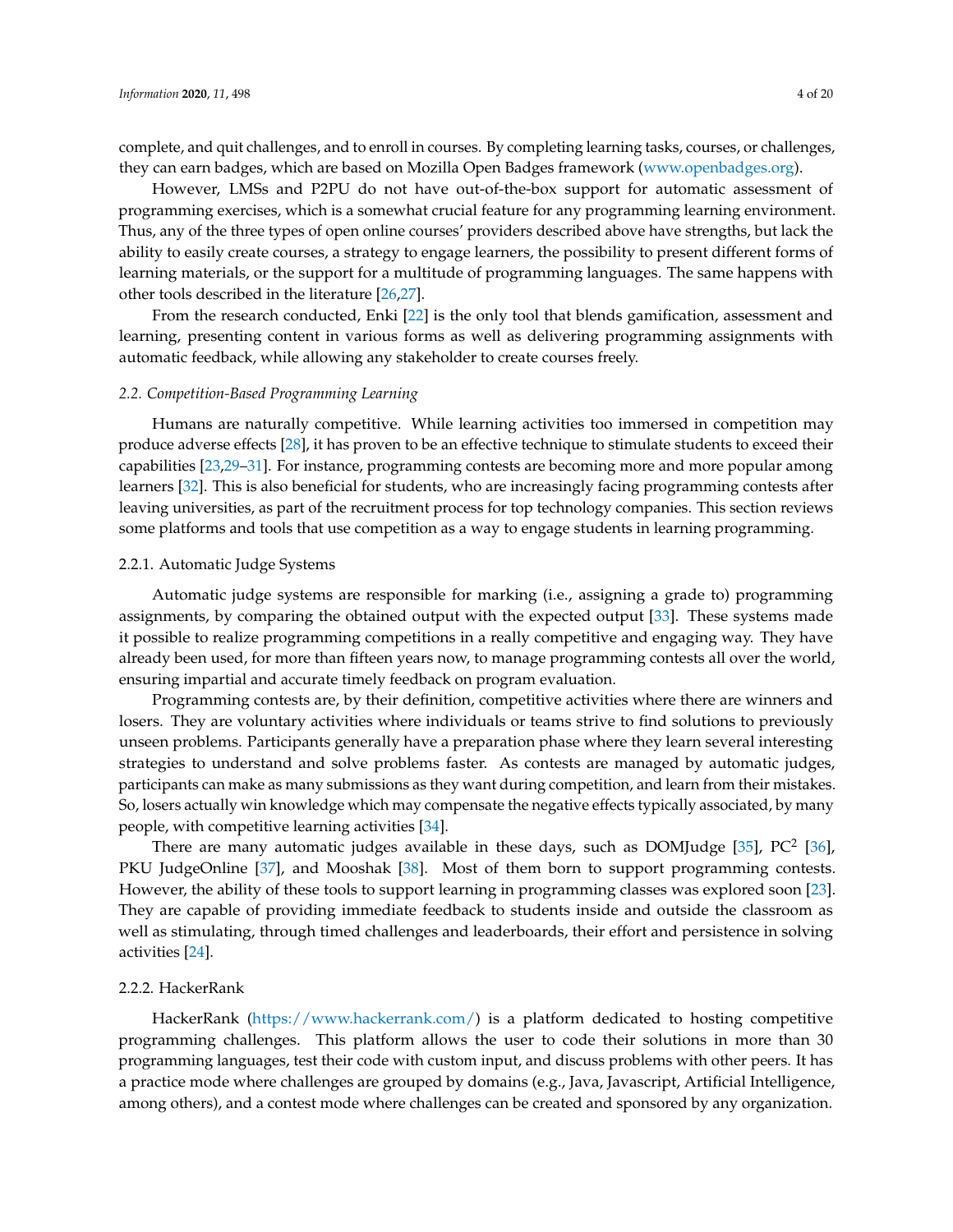complete, and quit challenges, and to enroll in courses. By completing learning tasks, courses, or challenges, they can earn badges, which are based on Mozilla Open Badges framework (www.openbadges.org).

However, LMSs and P2PU do not have out-of-the-box support for automatic assessment of programming exercises, which is a somewhat crucial feature for any programming learning environment. Thus, any of the three types of open online courses' providers described above have strengths, but lack the ability to easily create courses, a strategy to engage learners, the possibility to present different forms of learning materials, or the support for a multitude of programming languages. The same happens with other tools described in the literature [26,27].

From the research conducted, Enki [22] is the only tool that blends gamification, assessment and learning, presenting content in various forms as well as delivering programming assignments with automatic feedback, while allowing any stakeholder to create courses freely.

### *2.2. Competition-Based Programming Learning*

Humans are naturally competitive. While learning activities too immersed in competition may produce adverse effects [28], it has proven to be an effective technique to stimulate students to exceed their capabilities [23,29–31]. For instance, programming contests are becoming more and more popular among learners [32]. This is also beneficial for students, who are increasingly facing programming contests after leaving universities, as part of the recruitment process for top technology companies. This section reviews some platforms and tools that use competition as a way to engage students in learning programming.

#### 2.2.1. Automatic Judge Systems

Automatic judge systems are responsible for marking (i.e., assigning a grade to) programming assignments, by comparing the obtained output with the expected output [33]. These systems made it possible to realize programming competitions in a really competitive and engaging way. They have already been used, for more than fifteen years now, to manage programming contests all over the world, ensuring impartial and accurate timely feedback on program evaluation.

Programming contests are, by their definition, competitive activities where there are winners and losers. They are voluntary activities where individuals or teams strive to find solutions to previously unseen problems. Participants generally have a preparation phase where they learn several interesting strategies to understand and solve problems faster. As contests are managed by automatic judges, participants can make as many submissions as they want during competition, and learn from their mistakes. So, losers actually win knowledge which may compensate the negative effects typically associated, by many people, with competitive learning activities [34].

There are many automatic judges available in these days, such as DOMJudge [35], $PC^2$ [36], PKU JudgeOnline [37], and Mooshak [38]. Most of them born to support programming contests. However, the ability of these tools to support learning in programming classes was explored soon [23]. They are capable of providing immediate feedback to students inside and outside the classroom as well as stimulating, through timed challenges and leaderboards, their effort and persistence in solving activities [24].

#### 2.2.2. HackerRank

HackerRank (https://www.hackerrank.com/) is a platform dedicated to hosting competitive programming challenges. This platform allows the user to code their solutions in more than 30 programming languages, test their code with custom input, and discuss problems with other peers. It has a practice mode where challenges are grouped by domains (e.g., Java, Javascript, Artificial Intelligence, among others), and a contest mode where challenges can be created and sponsored by any organization.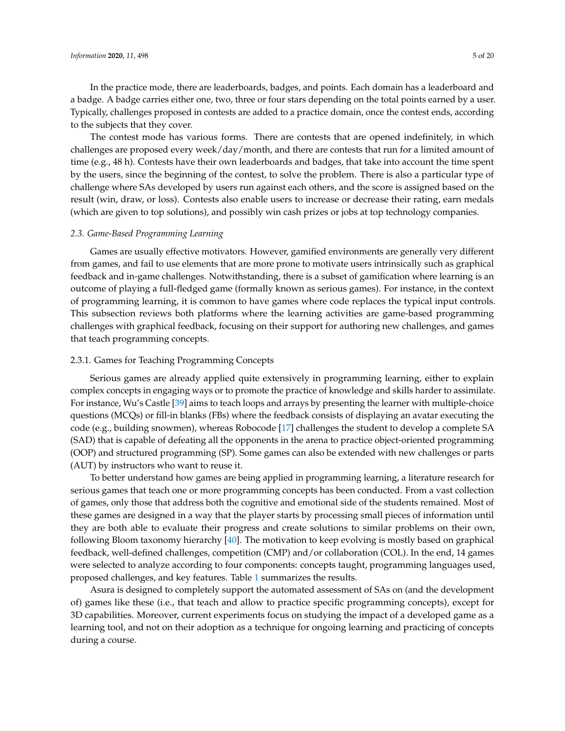In the practice mode, there are leaderboards, badges, and points. Each domain has a leaderboard and a badge. A badge carries either one, two, three or four stars depending on the total points earned by a user. Typically, challenges proposed in contests are added to a practice domain, once the contest ends, according to the subjects that they cover.

The contest mode has various forms. There are contests that are opened indefinitely, in which challenges are proposed every week/day/month, and there are contests that run for a limited amount of time (e.g., 48 h). Contests have their own leaderboards and badges, that take into account the time spent by the users, since the beginning of the contest, to solve the problem. There is also a particular type of challenge where SAs developed by users run against each others, and the score is assigned based on the result (win, draw, or loss). Contests also enable users to increase or decrease their rating, earn medals (which are given to top solutions), and possibly win cash prizes or jobs at top technology companies.

### 2.3. Game-Based Programming Learning

Games are usually effective motivators. However, gamified environments are generally very different from games, and fail to use elements that are more prone to motivate users intrinsically such as graphical feedback and in-game challenges. Notwithstanding, there is a subset of gamification where learning is an outcome of playing a full-fledged game (formally known as serious games). For instance, in the context of programming learning, it is common to have games where code replaces the typical input controls. This subsection reviews both platforms where the learning activities are game-based programming challenges with graphical feedback, focusing on their support for authoring new challenges, and games that teach programming concepts.

#### 2.3.1. Games for Teaching Programming Concepts

Serious games are already applied quite extensively in programming learning, either to explain complex concepts in engaging ways or to promote the practice of knowledge and skills harder to assimilate. For instance, Wu's Castle [39] aims to teach loops and arrays by presenting the learner with multiple-choice questions (MCQs) or fill-in blanks (FBs) where the feedback consists of displaying an avatar executing the code (e.g., building snowmen), whereas Robocode [17] challenges the student to develop a complete SA (SAD) that is capable of defeating all the opponents in the arena to practice object-oriented programming (OOP) and structured programming (SP). Some games can also be extended with new challenges or parts (AUT) by instructors who want to reuse it.

To better understand how games are being applied in programming learning, a literature research for serious games that teach one or more programming concepts has been conducted. From a vast collection of games, only those that address both the cognitive and emotional side of the students remained. Most of these games are designed in a way that the player starts by processing small pieces of information until they are both able to evaluate their progress and create solutions to similar problems on their own, following Bloom taxonomy hierarchy [40]. The motivation to keep evolving is mostly based on graphical feedback, well-defined challenges, competition (CMP) and/or collaboration (COL). In the end, 14 games were selected to analyze according to four components: concepts taught, programming languages used, proposed challenges, and key features. Table 1 summarizes the results.

Asura is designed to completely support the automated assessment of SAs on (and the development of) games like these (i.e., that teach and allow to practice specific programming concepts), except for 3D capabilities. Moreover, current experiments focus on studying the impact of a developed game as a learning tool, and not on their adoption as a technique for ongoing learning and practicing of concepts during a course.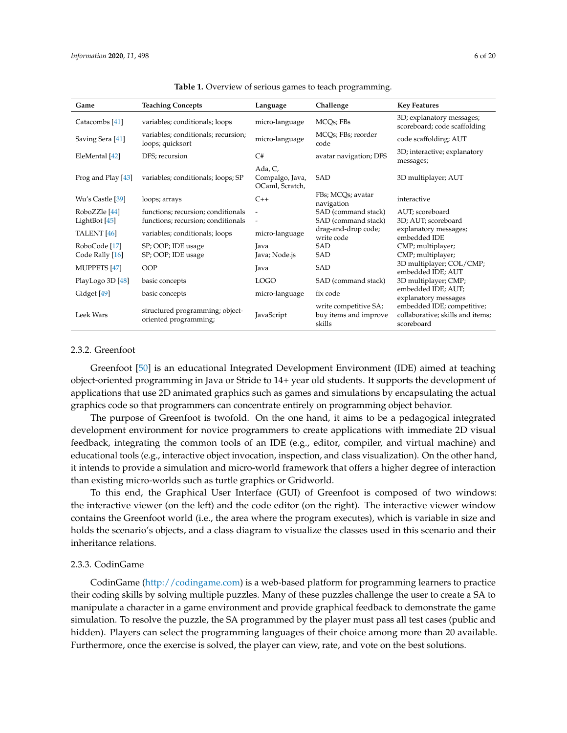**Table 1.** Overview of serious games to teach programming.

| Game | Teaching Concepts | Language | Challenge | Key Features |
| --- | --- | --- | --- | --- |
| Catacombs [41] | variables; conditionals; loops | micro-language | MCQs; FBs | 3D; explanatory messages; scoreboard; code scaffolding |
| Saving Sera [41] | variables; conditionals; recursion; loops; quicksort | micro-language | MCQs; FBs; reorder code | code scaffolding; AUT |
| EleMental [42] | DFS; recursion | C# | avatar navigation; DFS | 3D; interactive; explanatory messages; |
| Prog and Play [43] | variables; conditionals; loops; SP | Ada, C, Compalgo, Java, OCaml, Scratch, | SAD | 3D multiplayer; AUT |
| Wu's Castle [39] | loops; arrays | C++ | FBs; MCQs; avatar navigation | interactive |
| RoboZZle [44] | functions; recursion; conditionals | - | SAD (command stack) | AUT; scoreboard |
| LightBot [45] | functions; recursion; conditionals | - | SAD (command stack) | 3D; AUT; scoreboard |
| TALENT [46] | variables; conditionals; loops | micro-language | drag-and-drop code; write code | explanatory messages; embedded IDE |
| RoboCode [17] | SP; OOP; IDE usage | Java | SAD | CMP; multiplayer; |
| Code Rally [16] | SP; OOP; IDE usage | Java; Node.js | SAD | CMP; multiplayer; |
| MUPPETS [47] | OOP | Java | SAD | 3D multiplayer; COL/CMP; embedded IDE; AUT |
| PlayLogo 3D [48] | basic concepts | LOGO | SAD (command stack) | 3D multiplayer; CMP; |
| Gidget [49] | basic concepts | micro-language | fix code | embedded IDE; AUT; explanatory messages |
| Leek Wars | structured programming; object-oriented programming; | JavaScript | write competitive SA; buy items and improve skills | embedded IDE; competitive; collaborative; skills and items; scoreboard |

### 2.3.2. Greenfoot

Greenfoot [50] is an educational Integrated Development Environment (IDE) aimed at teaching object-oriented programming in Java or Stride to 14+ year old students. It supports the development of applications that use 2D animated graphics such as games and simulations by encapsulating the actual graphics code so that programmers can concentrate entirely on programming object behavior.

The purpose of Greenfoot is twofold. On the one hand, it aims to be a pedagogical integrated development environment for novice programmers to create applications with immediate 2D visual feedback, integrating the common tools of an IDE (e.g., editor, compiler, and virtual machine) and educational tools (e.g., interactive object invocation, inspection, and class visualization). On the other hand, it intends to provide a simulation and micro-world framework that offers a higher degree of interaction than existing micro-worlds such as turtle graphics or Gridworld.

To this end, the Graphical User Interface (GUI) of Greenfoot is composed of two windows: the interactive viewer (on the left) and the code editor (on the right). The interactive viewer window contains the Greenfoot world (i.e., the area where the program executes), which is variable in size and holds the scenario's objects, and a class diagram to visualize the classes used in this scenario and their inheritance relations.

### 2.3.3. CodinGame

CodinGame (http://codingame.com) is a web-based platform for programming learners to practice their coding skills by solving multiple puzzles. Many of these puzzles challenge the user to create a SA to manipulate a character in a game environment and provide graphical feedback to demonstrate the game simulation. To resolve the puzzle, the SA programmed by the player must pass all test cases (public and hidden). Players can select the programming languages of their choice among more than 20 available. Furthermore, once the exercise is solved, the player can view, rate, and vote on the best solutions.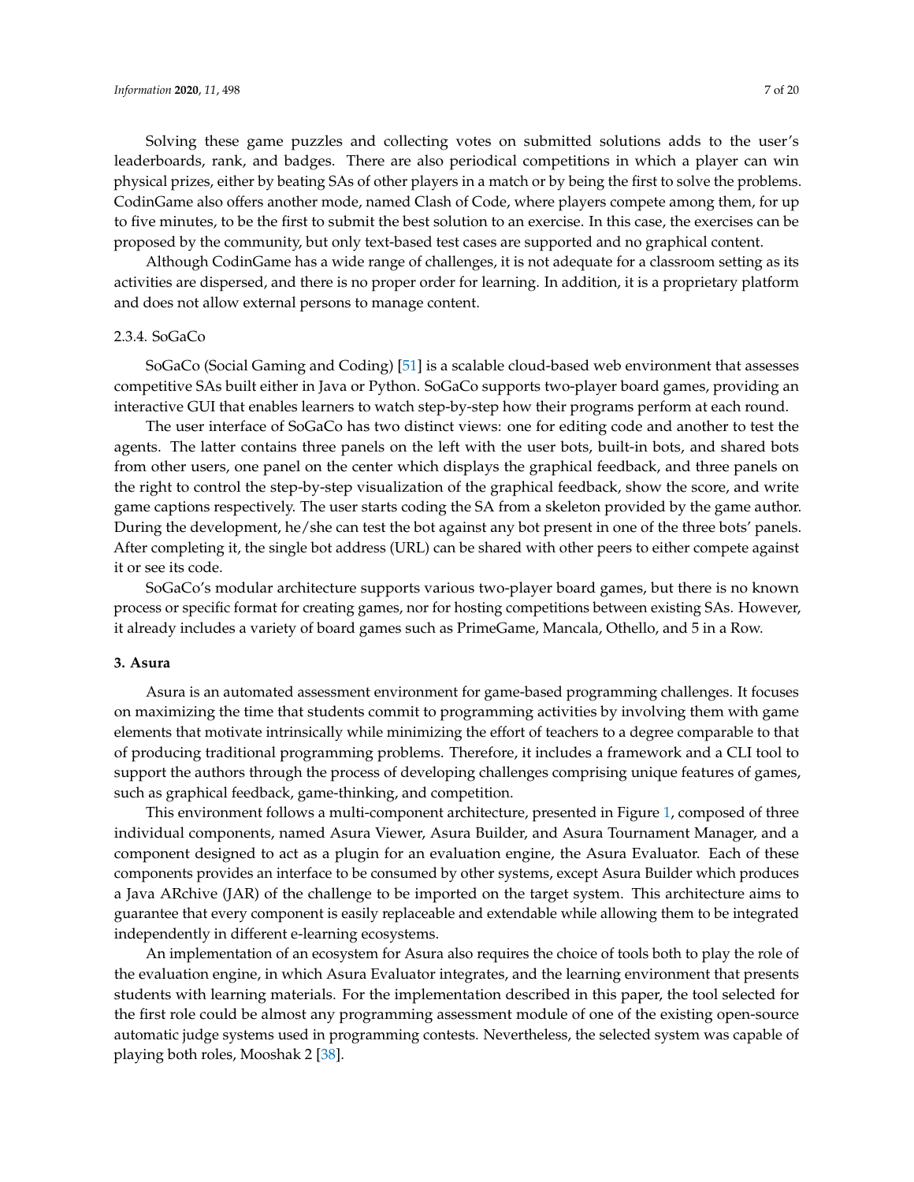Solving these game puzzles and collecting votes on submitted solutions adds to the user's leaderboards, rank, and badges. There are also periodical competitions in which a player can win physical prizes, either by beating SAs of other players in a match or by being the first to solve the problems. CodinGame also offers another mode, named Clash of Code, where players compete among them, for up to five minutes, to be the first to submit the best solution to an exercise. In this case, the exercises can be proposed by the community, but only text-based test cases are supported and no graphical content.

Although CodinGame has a wide range of challenges, it is not adequate for a classroom setting as its activities are dispersed, and there is no proper order for learning. In addition, it is a proprietary platform and does not allow external persons to manage content.

#### 2.3.4. SoGaCo

SoGaCo (Social Gaming and Coding) [51] is a scalable cloud-based web environment that assesses competitive SAs built either in Java or Python. SoGaCo supports two-player board games, providing an interactive GUI that enables learners to watch step-by-step how their programs perform at each round.

The user interface of SoGaCo has two distinct views: one for editing code and another to test the agents. The latter contains three panels on the left with the user bots, built-in bots, and shared bots from other users, one panel on the center which displays the graphical feedback, and three panels on the right to control the step-by-step visualization of the graphical feedback, show the score, and write game captions respectively. The user starts coding the SA from a skeleton provided by the game author. During the development, he/she can test the bot against any bot present in one of the three bots' panels. After completing it, the single bot address (URL) can be shared with other peers to either compete against it or see its code.

SoGaCo's modular architecture supports various two-player board games, but there is no known process or specific format for creating games, nor for hosting competitions between existing SAs. However, it already includes a variety of board games such as PrimeGame, Mancala, Othello, and 5 in a Row.

## 3. Asura

Asura is an automated assessment environment for game-based programming challenges. It focuses on maximizing the time that students commit to programming activities by involving them with game elements that motivate intrinsically while minimizing the effort of teachers to a degree comparable to that of producing traditional programming problems. Therefore, it includes a framework and a CLI tool to support the authors through the process of developing challenges comprising unique features of games, such as graphical feedback, game-thinking, and competition.

This environment follows a multi-component architecture, presented in Figure 1, composed of three individual components, named Asura Viewer, Asura Builder, and Asura Tournament Manager, and a component designed to act as a plugin for an evaluation engine, the Asura Evaluator. Each of these components provides an interface to be consumed by other systems, except Asura Builder which produces a Java ARchive (JAR) of the challenge to be imported on the target system. This architecture aims to guarantee that every component is easily replaceable and extendable while allowing them to be integrated independently in different e-learning ecosystems.

An implementation of an ecosystem for Asura also requires the choice of tools both to play the role of the evaluation engine, in which Asura Evaluator integrates, and the learning environment that presents students with learning materials. For the implementation described in this paper, the tool selected for the first role could be almost any programming assessment module of one of the existing open-source automatic judge systems used in programming contests. Nevertheless, the selected system was capable of playing both roles, Mooshak 2 [38].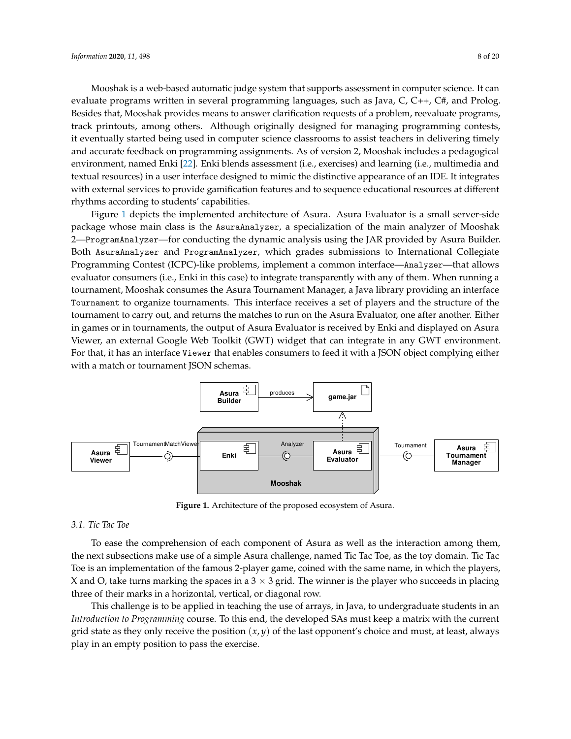Mooshak is a web-based automatic judge system that supports assessment in computer science. It can evaluate programs written in several programming languages, such as Java, C, C++, C#, and Prolog. Besides that, Mooshak provides means to answer clarification requests of a problem, reevaluate programs, track printouts, among others. Although originally designed for managing programming contests, it eventually started being used in computer science classrooms to assist teachers in delivering timely and accurate feedback on programming assignments. As of version 2, Mooshak includes a pedagogical environment, named Enki [22]. Enki blends assessment (i.e., exercises) and learning (i.e., multimedia and textual resources) in a user interface designed to mimic the distinctive appearance of an IDE. It integrates with external services to provide gamification features and to sequence educational resources at different rhythms according to students' capabilities.

Figure 1 depicts the implemented architecture of Asura. Asura Evaluator is a small server-side package whose main class is the `AsuraAnalyzer`, a specialization of the main analyzer of Mooshak 2—`ProgramAnalyzer`—for conducting the dynamic analysis using the JAR provided by Asura Builder. Both `AsuraAnalyzer` and `ProgramAnalyzer`, which grades submissions to International Collegiate Programming Contest (ICPC)-like problems, implement a common interface—`Analyzer`—that allows evaluator consumers (i.e., Enki in this case) to integrate transparently with any of them. When running a tournament, Mooshak consumes the Asura Tournament Manager, a Java library providing an interface `Tournament` to organize tournaments. This interface receives a set of players and the structure of the tournament to carry out, and returns the matches to run on the Asura Evaluator, one after another. Either in games or in tournaments, the output of Asura Evaluator is received by Enki and displayed on Asura Viewer, an external Google Web Toolkit (GWT) widget that can integrate in any GWT environment. For that, it has an interface `Viewer` that enables consumers to feed it with a JSON object complying either with a match or tournament JSON schemas.

Asura Builder
produces
game.jar
TournamentMatchViewer
Asura Viewer
Enki
Analyzer
Asura Evaluator
Tournament
Asura Tournament Manager
Mooshak

**Figure 1.** Architecture of the proposed ecosystem of Asura.

### 3.1. Tic Tac Toe

To ease the comprehension of each component of Asura as well as the interaction among them, the next subsections make use of a simple Asura challenge, named Tic Tac Toe, as the toy domain. Tic Tac Toe is an implementation of the famous 2-player game, coined with the same name, in which the players, X and O, take turns marking the spaces in a $3 \times 3$ grid. The winner is the player who succeeds in placing three of their marks in a horizontal, vertical, or diagonal row.

This challenge is to be applied in teaching the use of arrays, in Java, to undergraduate students in an *Introduction to Programming* course. To this end, the developed SAs must keep a matrix with the current grid state as they only receive the position $(x, y)$ of the last opponent's choice and must, at least, always play in an empty position to pass the exercise.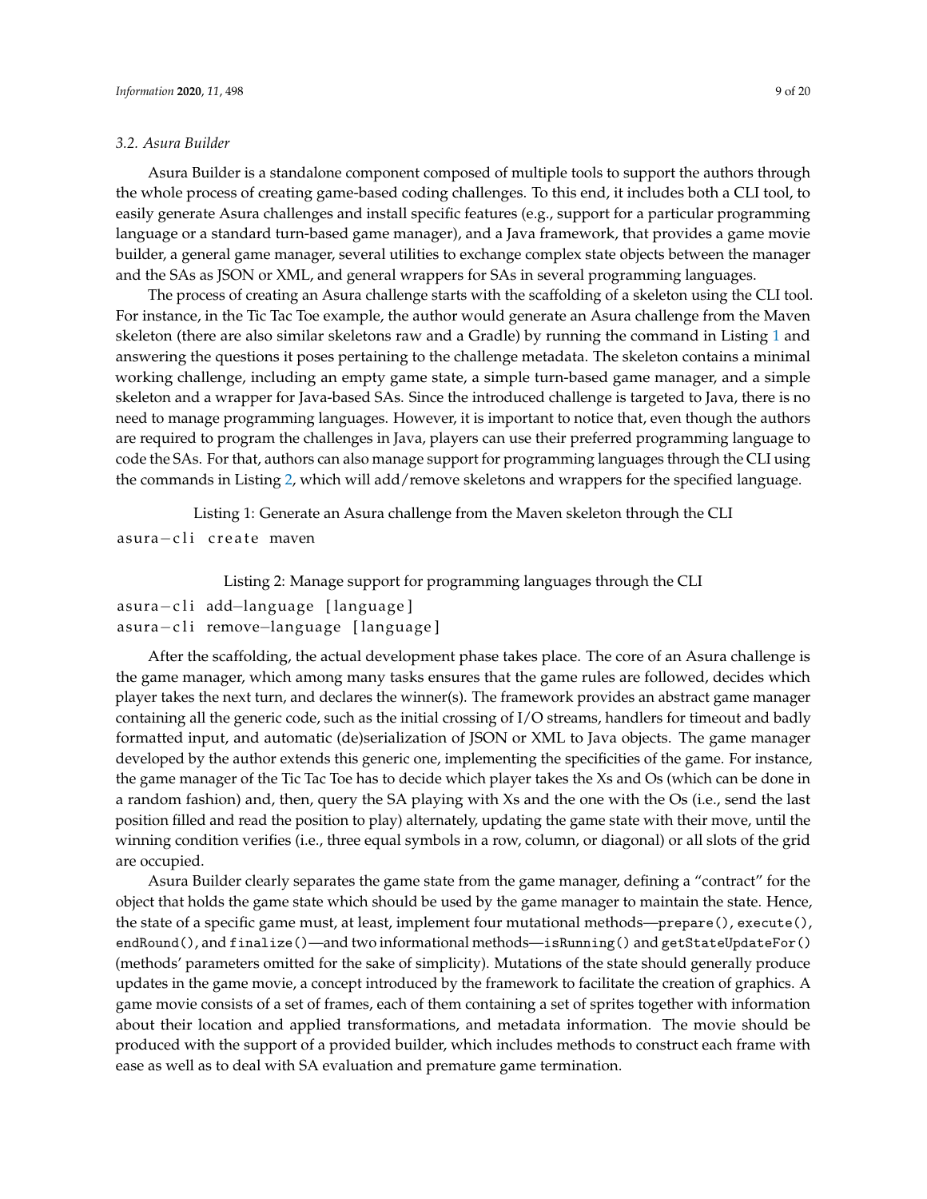### 3.2. Asura Builder

Asura Builder is a standalone component composed of multiple tools to support the authors through the whole process of creating game-based coding challenges. To this end, it includes both a CLI tool, to easily generate Asura challenges and install specific features (e.g., support for a particular programming language or a standard turn-based game manager), and a Java framework, that provides a game movie builder, a general game manager, several utilities to exchange complex state objects between the manager and the SAs as JSON or XML, and general wrappers for SAs in several programming languages.

The process of creating an Asura challenge starts with the scaffolding of a skeleton using the CLI tool. For instance, in the Tic Tac Toe example, the author would generate an Asura challenge from the Maven skeleton (there are also similar skeletons raw and a Gradle) by running the command in Listing 1 and answering the questions it poses pertaining to the challenge metadata. The skeleton contains a minimal working challenge, including an empty game state, a simple turn-based game manager, and a simple skeleton and a wrapper for Java-based SAs. Since the introduced challenge is targeted to Java, there is no need to manage programming languages. However, it is important to notice that, even though the authors are required to program the challenges in Java, players can use their preferred programming language to code the SAs. For that, authors can also manage support for programming languages through the CLI using the commands in Listing 2, which will add/remove skeletons and wrappers for the specified language.

Listing 1: Generate an Asura challenge from the Maven skeleton through the CLI

```
asura-cli create maven
```

Listing 2: Manage support for programming languages through the CLI

```
asura-cli add-language [language]
asura-cli remove-language [language]
```

After the scaffolding, the actual development phase takes place. The core of an Asura challenge is the game manager, which among many tasks ensures that the game rules are followed, decides which player takes the next turn, and declares the winner(s). The framework provides an abstract game manager containing all the generic code, such as the initial crossing of I/O streams, handlers for timeout and badly formatted input, and automatic (de)serialization of JSON or XML to Java objects. The game manager developed by the author extends this generic one, implementing the specificities of the game. For instance, the game manager of the Tic Tac Toe has to decide which player takes the Xs and Os (which can be done in a random fashion) and, then, query the SA playing with Xs and the one with the Os (i.e., send the last position filled and read the position to play) alternately, updating the game state with their move, until the winning condition verifies (i.e., three equal symbols in a row, column, or diagonal) or all slots of the grid are occupied.

Asura Builder clearly separates the game state from the game manager, defining a "contract" for the object that holds the game state which should be used by the game manager to maintain the state. Hence, the state of a specific game must, at least, implement four mutational methods—`prepare()`, `execute()`, `endRound()`, and `finalize()`—and two informational methods—`isRunning()` and `getStateUpdateFor()` (methods' parameters omitted for the sake of simplicity). Mutations of the state should generally produce updates in the game movie, a concept introduced by the framework to facilitate the creation of graphics. A game movie consists of a set of frames, each of them containing a set of sprites together with information about their location and applied transformations, and metadata information. The movie should be produced with the support of a provided builder, which includes methods to construct each frame with ease as well as to deal with SA evaluation and premature game termination.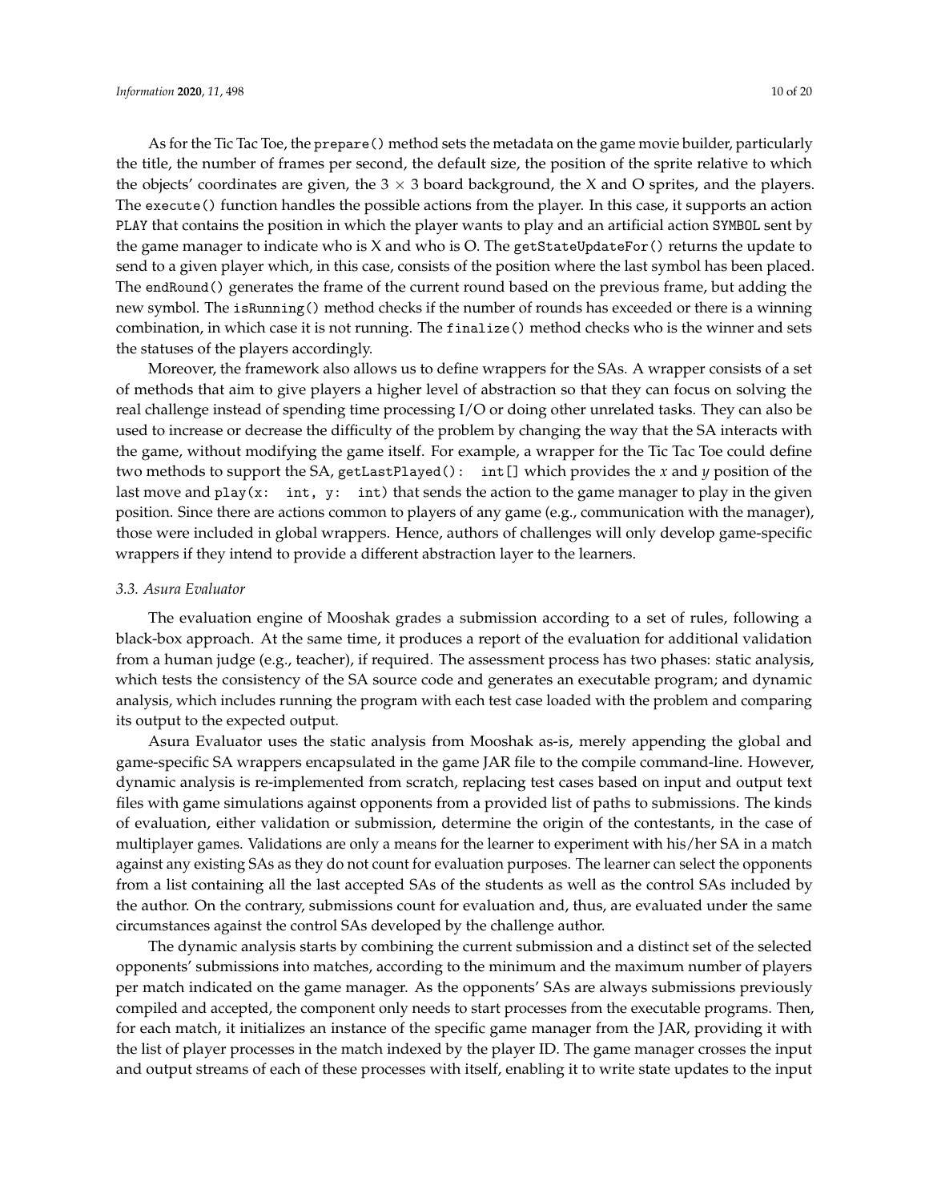As for the Tic Tac Toe, the `prepare()` method sets the metadata on the game movie builder, particularly the title, the number of frames per second, the default size, the position of the sprite relative to which the objects' coordinates are given, the $3 \times 3$ board background, the X and O sprites, and the players. The `execute()` function handles the possible actions from the player. In this case, it supports an action `PLAY` that contains the position in which the player wants to play and an artificial action `SYMBOL` sent by the game manager to indicate who is X and who is O. The `getStateUpdateFor()` returns the update to send to a given player which, in this case, consists of the position where the last symbol has been placed. The `endRound()` generates the frame of the current round based on the previous frame, but adding the new symbol. The `isRunning()` method checks if the number of rounds has exceeded or there is a winning combination, in which case it is not running. The `finalize()` method checks who is the winner and sets the statuses of the players accordingly.

Moreover, the framework also allows us to define wrappers for the SAs. A wrapper consists of a set of methods that aim to give players a higher level of abstraction so that they can focus on solving the real challenge instead of spending time processing I/O or doing other unrelated tasks. They can also be used to increase or decrease the difficulty of the problem by changing the way that the SA interacts with the game, without modifying the game itself. For example, a wrapper for the Tic Tac Toe could define two methods to support the SA, `getLastPlayed(): int[]` which provides the $x$ and $y$ position of the last move and `play(x: int, y: int)` that sends the action to the game manager to play in the given position. Since there are actions common to players of any game (e.g., communication with the manager), those were included in global wrappers. Hence, authors of challenges will only develop game-specific wrappers if they intend to provide a different abstraction layer to the learners.

### *3.3. Asura Evaluator*

The evaluation engine of Mooshak grades a submission according to a set of rules, following a black-box approach. At the same time, it produces a report of the evaluation for additional validation from a human judge (e.g., teacher), if required. The assessment process has two phases: static analysis, which tests the consistency of the SA source code and generates an executable program; and dynamic analysis, which includes running the program with each test case loaded with the problem and comparing its output to the expected output.

Asura Evaluator uses the static analysis from Mooshak as-is, merely appending the global and game-specific SA wrappers encapsulated in the game JAR file to the compile command-line. However, dynamic analysis is re-implemented from scratch, replacing test cases based on input and output text files with game simulations against opponents from a provided list of paths to submissions. The kinds of evaluation, either validation or submission, determine the origin of the contestants, in the case of multiplayer games. Validations are only a means for the learner to experiment with his/her SA in a match against any existing SAs as they do not count for evaluation purposes. The learner can select the opponents from a list containing all the last accepted SAs of the students as well as the control SAs included by the author. On the contrary, submissions count for evaluation and, thus, are evaluated under the same circumstances against the control SAs developed by the challenge author.

The dynamic analysis starts by combining the current submission and a distinct set of the selected opponents' submissions into matches, according to the minimum and the maximum number of players per match indicated on the game manager. As the opponents' SAs are always submissions previously compiled and accepted, the component only needs to start processes from the executable programs. Then, for each match, it initializes an instance of the specific game manager from the JAR, providing it with the list of player processes in the match indexed by the player ID. The game manager crosses the input and output streams of each of these processes with itself, enabling it to write state updates to the input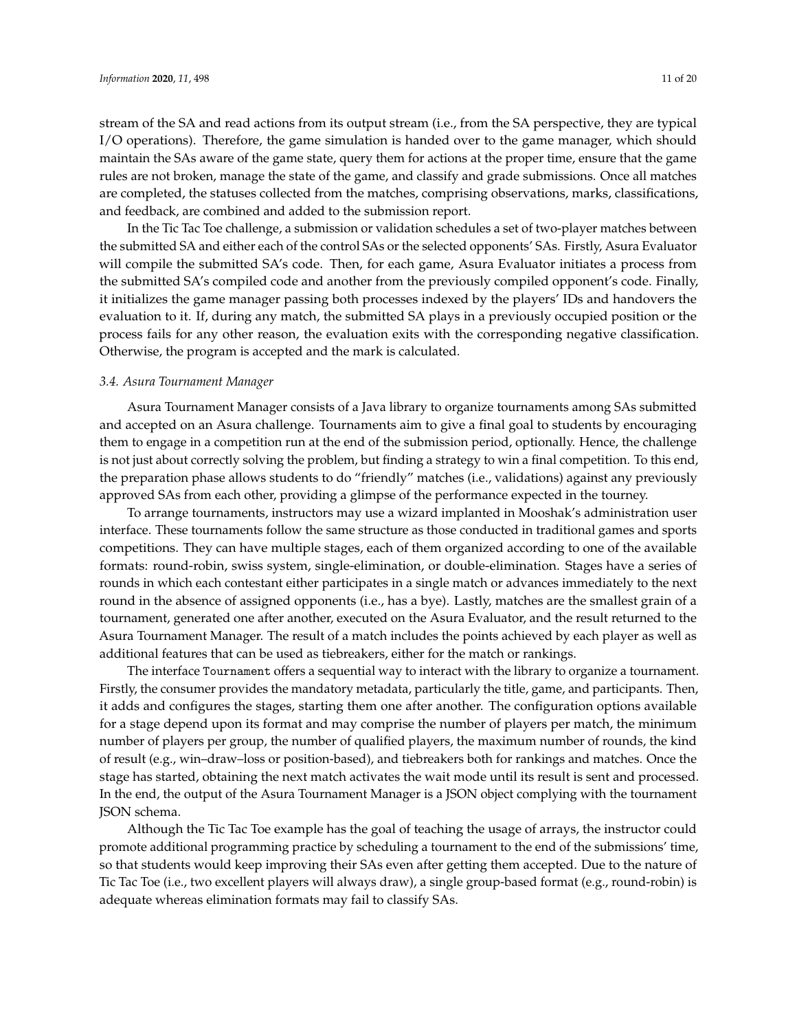stream of the SA and read actions from its output stream (i.e., from the SA perspective, they are typical I/O operations). Therefore, the game simulation is handed over to the game manager, which should maintain the SAs aware of the game state, query them for actions at the proper time, ensure that the game rules are not broken, manage the state of the game, and classify and grade submissions. Once all matches are completed, the statuses collected from the matches, comprising observations, marks, classifications, and feedback, are combined and added to the submission report.

In the Tic Tac Toe challenge, a submission or validation schedules a set of two-player matches between the submitted SA and either each of the control SAs or the selected opponents' SAs. Firstly, Asura Evaluator will compile the submitted SA's code. Then, for each game, Asura Evaluator initiates a process from the submitted SA's compiled code and another from the previously compiled opponent's code. Finally, it initializes the game manager passing both processes indexed by the players' IDs and handovers the evaluation to it. If, during any match, the submitted SA plays in a previously occupied position or the process fails for any other reason, the evaluation exits with the corresponding negative classification. Otherwise, the program is accepted and the mark is calculated.

### *3.4. Asura Tournament Manager*

Asura Tournament Manager consists of a Java library to organize tournaments among SAs submitted and accepted on an Asura challenge. Tournaments aim to give a final goal to students by encouraging them to engage in a competition run at the end of the submission period, optionally. Hence, the challenge is not just about correctly solving the problem, but finding a strategy to win a final competition. To this end, the preparation phase allows students to do "friendly" matches (i.e., validations) against any previously approved SAs from each other, providing a glimpse of the performance expected in the tourney.

To arrange tournaments, instructors may use a wizard implanted in Mooshak's administration user interface. These tournaments follow the same structure as those conducted in traditional games and sports competitions. They can have multiple stages, each of them organized according to one of the available formats: round-robin, swiss system, single-elimination, or double-elimination. Stages have a series of rounds in which each contestant either participates in a single match or advances immediately to the next round in the absence of assigned opponents (i.e., has a bye). Lastly, matches are the smallest grain of a tournament, generated one after another, executed on the Asura Evaluator, and the result returned to the Asura Tournament Manager. The result of a match includes the points achieved by each player as well as additional features that can be used as tiebreakers, either for the match or rankings.

The interface `Tournament` offers a sequential way to interact with the library to organize a tournament. Firstly, the consumer provides the mandatory metadata, particularly the title, game, and participants. Then, it adds and configures the stages, starting them one after another. The configuration options available for a stage depend upon its format and may comprise the number of players per match, the minimum number of players per group, the number of qualified players, the maximum number of rounds, the kind of result (e.g., win–draw–loss or position-based), and tiebreakers both for rankings and matches. Once the stage has started, obtaining the next match activates the wait mode until its result is sent and processed. In the end, the output of the Asura Tournament Manager is a JSON object complying with the tournament JSON schema.

Although the Tic Tac Toe example has the goal of teaching the usage of arrays, the instructor could promote additional programming practice by scheduling a tournament to the end of the submissions' time, so that students would keep improving their SAs even after getting them accepted. Due to the nature of Tic Tac Toe (i.e., two excellent players will always draw), a single group-based format (e.g., round-robin) is adequate whereas elimination formats may fail to classify SAs.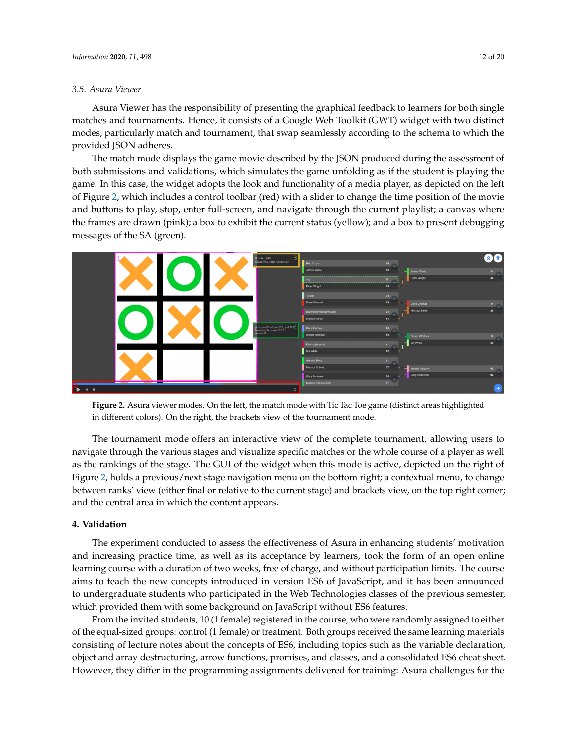### 3.5. Asura Viewer

Asura Viewer has the responsibility of presenting the graphical feedback to learners for both single matches and tournaments. Hence, it consists of a Google Web Toolkit (GWT) widget with two distinct modes, particularly match and tournament, that swap seamlessly according to the schema to which the provided JSON adheres.

The match mode displays the game movie described by the JSON produced during the assessment of both submissions and validations, which simulates the game unfolding as if the student is playing the game. In this case, the widget adopts the look and functionality of a media player, as depicted on the left of Figure 2, which includes a control toolbar (red) with a slider to change the time position of the movie and buttons to play, stop, enter full-screen, and navigate through the current playlist; a canvas where the frames are drawn (pink); a box to exhibit the current status (yellow); and a box to present debugging messages of the SA (green).

**Figure 2.** Asura viewer modes. On the left, the match mode with Tic Tac Toe game (distinct areas highlighted in different colors). On the right, the brackets view of the tournament mode.

The tournament mode offers an interactive view of the complete tournament, allowing users to navigate through the various stages and visualize specific matches or the whole course of a player as well as the rankings of the stage. The GUI of the widget when this mode is active, depicted on the right of Figure 2, holds a previous/next stage navigation menu on the bottom right; a contextual menu, to change between ranks' view (either final or relative to the current stage) and brackets view, on the top right corner; and the central area in which the content appears.

## 4. Validation

The experiment conducted to assess the effectiveness of Asura in enhancing students' motivation and increasing practice time, as well as its acceptance by learners, took the form of an open online learning course with a duration of two weeks, free of charge, and without participation limits. The course aims to teach the new concepts introduced in version ES6 of JavaScript, and it has been announced to undergraduate students who participated in the Web Technologies classes of the previous semester, which provided them with some background on JavaScript without ES6 features.

From the invited students, 10 (1 female) registered in the course, who were randomly assigned to either of the equal-sized groups: control (1 female) or treatment. Both groups received the same learning materials consisting of lecture notes about the concepts of ES6, including topics such as the variable declaration, object and array destructuring, arrow functions, promises, and classes, and a consolidated ES6 cheat sheet. However, they differ in the programming assignments delivered for training: Asura challenges for the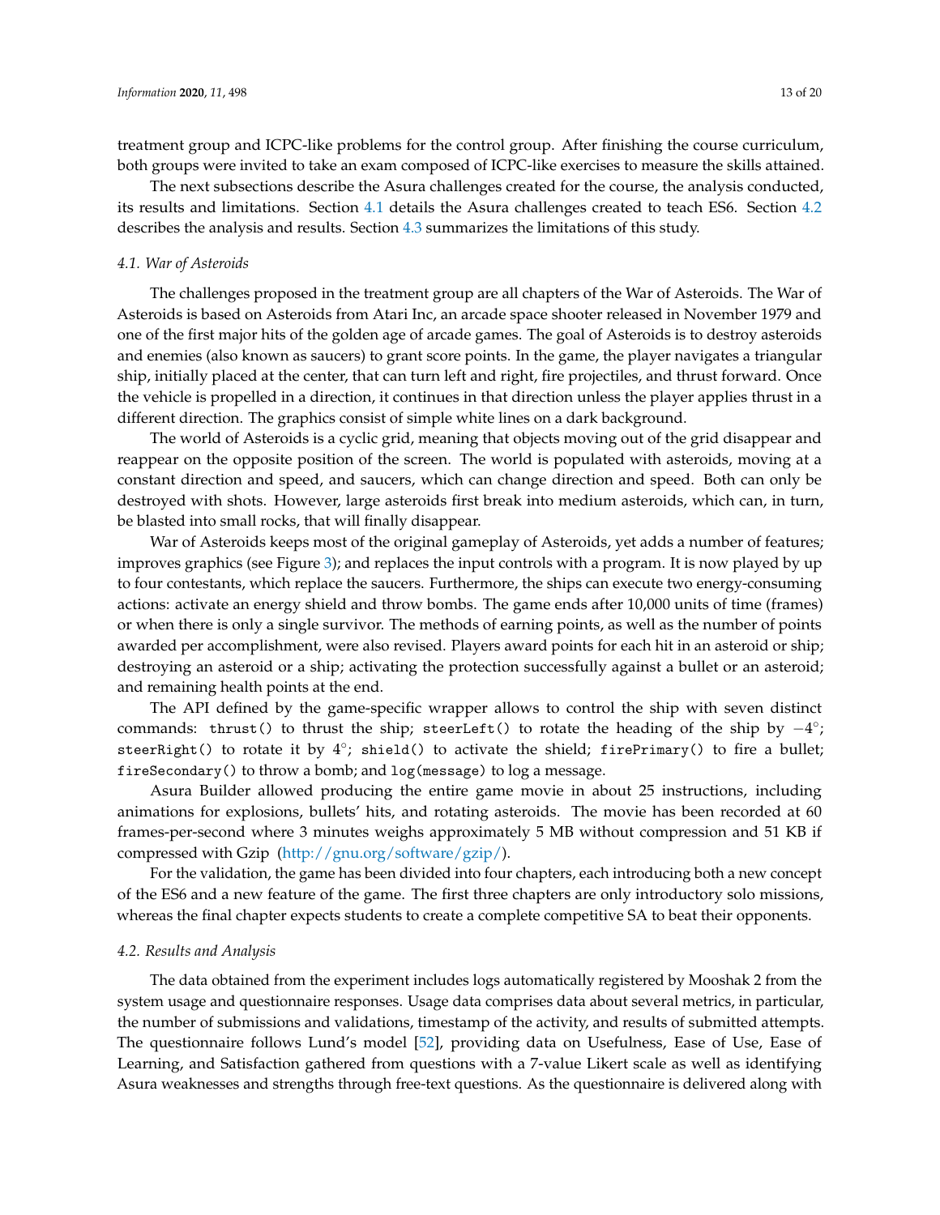treatment group and ICPC-like problems for the control group. After finishing the course curriculum, both groups were invited to take an exam composed of ICPC-like exercises to measure the skills attained.

The next subsections describe the Asura challenges created for the course, the analysis conducted, its results and limitations. Section 4.1 details the Asura challenges created to teach ES6. Section 4.2 describes the analysis and results. Section 4.3 summarizes the limitations of this study.

### *4.1. War of Asteroids*

The challenges proposed in the treatment group are all chapters of the War of Asteroids. The War of Asteroids is based on Asteroids from Atari Inc, an arcade space shooter released in November 1979 and one of the first major hits of the golden age of arcade games. The goal of Asteroids is to destroy asteroids and enemies (also known as saucers) to grant score points. In the game, the player navigates a triangular ship, initially placed at the center, that can turn left and right, fire projectiles, and thrust forward. Once the vehicle is propelled in a direction, it continues in that direction unless the player applies thrust in a different direction. The graphics consist of simple white lines on a dark background.

The world of Asteroids is a cyclic grid, meaning that objects moving out of the grid disappear and reappear on the opposite position of the screen. The world is populated with asteroids, moving at a constant direction and speed, and saucers, which can change direction and speed. Both can only be destroyed with shots. However, large asteroids first break into medium asteroids, which can, in turn, be blasted into small rocks, that will finally disappear.

War of Asteroids keeps most of the original gameplay of Asteroids, yet adds a number of features; improves graphics (see Figure 3); and replaces the input controls with a program. It is now played by up to four contestants, which replace the saucers. Furthermore, the ships can execute two energy-consuming actions: activate an energy shield and throw bombs. The game ends after 10,000 units of time (frames) or when there is only a single survivor. The methods of earning points, as well as the number of points awarded per accomplishment, were also revised. Players award points for each hit in an asteroid or ship; destroying an asteroid or a ship; activating the protection successfully against a bullet or an asteroid; and remaining health points at the end.

The API defined by the game-specific wrapper allows to control the ship with seven distinct commands: `thrust()` to thrust the ship; `steerLeft()` to rotate the heading of the ship by $-4^{\circ}$; `steerRight()` to rotate it by $4^{\circ}$; `shield()` to activate the shield; `firePrimary()` to fire a bullet; `fireSecondary()` to throw a bomb; and `log(message)` to log a message.

Asura Builder allowed producing the entire game movie in about 25 instructions, including animations for explosions, bullets' hits, and rotating asteroids. The movie has been recorded at 60 frames-per-second where 3 minutes weighs approximately 5 MB without compression and 51 KB if compressed with Gzip (http://gnu.org/software/gzip/).

For the validation, the game has been divided into four chapters, each introducing both a new concept of the ES6 and a new feature of the game. The first three chapters are only introductory solo missions, whereas the final chapter expects students to create a complete competitive SA to beat their opponents.

### *4.2. Results and Analysis*

The data obtained from the experiment includes logs automatically registered by Mooshak 2 from the system usage and questionnaire responses. Usage data comprises data about several metrics, in particular, the number of submissions and validations, timestamp of the activity, and results of submitted attempts. The questionnaire follows Lund's model [52], providing data on Usefulness, Ease of Use, Ease of Learning, and Satisfaction gathered from questions with a 7-value Likert scale as well as identifying Asura weaknesses and strengths through free-text questions. As the questionnaire is delivered along with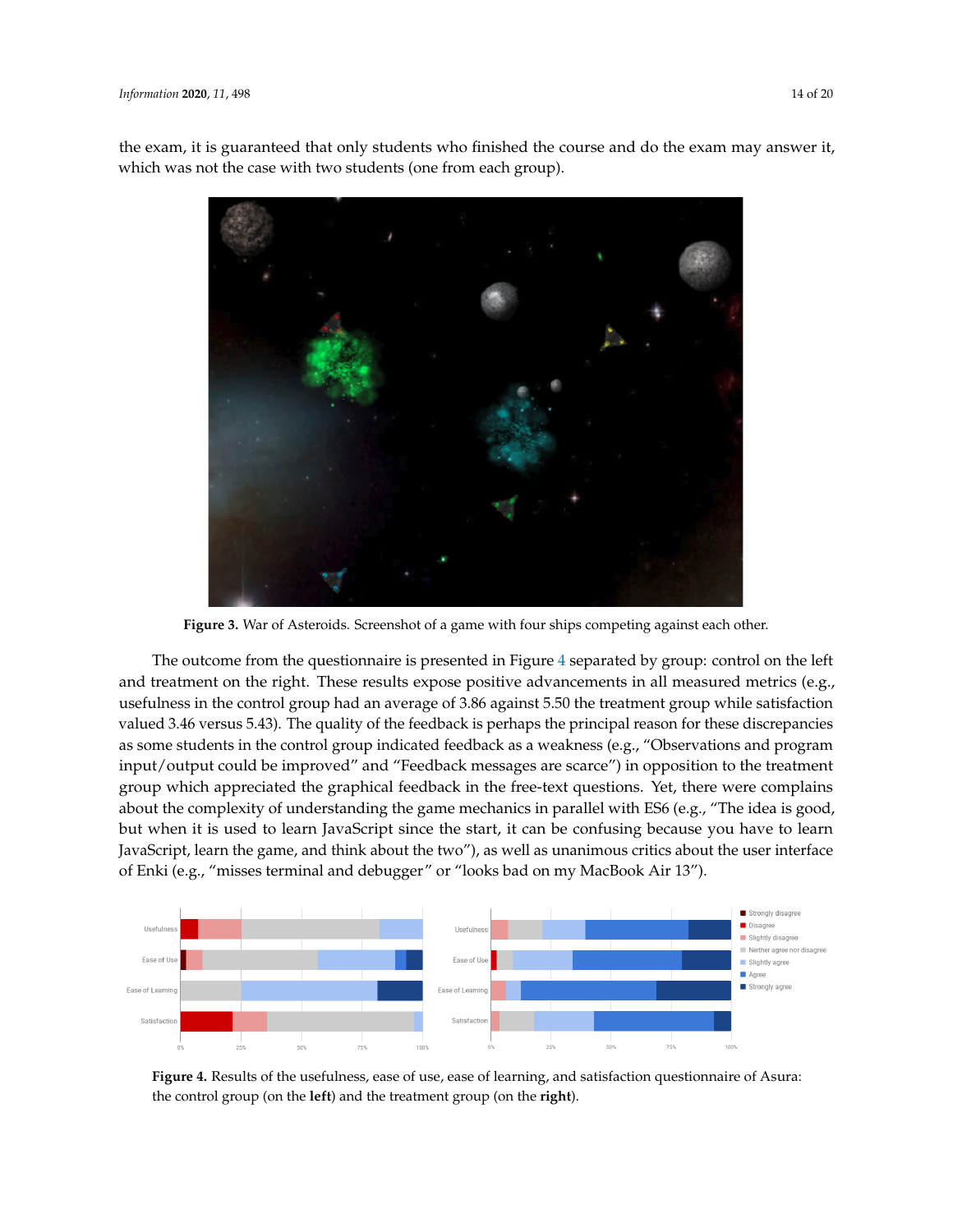the exam, it is guaranteed that only students who finished the course and do the exam may answer it, which was not the case with two students (one from each group).

**Figure 3.** War of Asteroids. Screenshot of a game with four ships competing against each other.

The outcome from the questionnaire is presented in Figure 4 separated by group: control on the left and treatment on the right. These results expose positive advancements in all measured metrics (e.g., usefulness in the control group had an average of 3.86 against 5.50 the treatment group while satisfaction valued 3.46 versus 5.43). The quality of the feedback is perhaps the principal reason for these discrepancies as some students in the control group indicated feedback as a weakness (e.g., "Observations and program input/output could be improved" and "Feedback messages are scarce") in opposition to the treatment group which appreciated the graphical feedback in the free-text questions. Yet, there were complains about the complexity of understanding the game mechanics in parallel with ES6 (e.g., "The idea is good, but when it is used to learn JavaScript since the start, it can be confusing because you have to learn JavaScript, learn the game, and think about the two"), as well as unanimous critics about the user interface of Enki (e.g., "misses terminal and debugger" or "looks bad on my MacBook Air 13").

Usefulness
Ease of Use
Ease of Learning
Satisfaction
0% 25% 50% 75% 100%

Usefulness
Ease of Use
Ease of Learning
Satisfaction
0% 25% 50% 75% 100%

Strongly disagree
Disagree
Slightly disagree
Neither agree nor disagree
Slightly agree
Agree
Strongly agree

**Figure 4.** Results of the usefulness, ease of use, ease of learning, and satisfaction questionnaire of Asura: the control group (on the **left**) and the treatment group (on the **right**).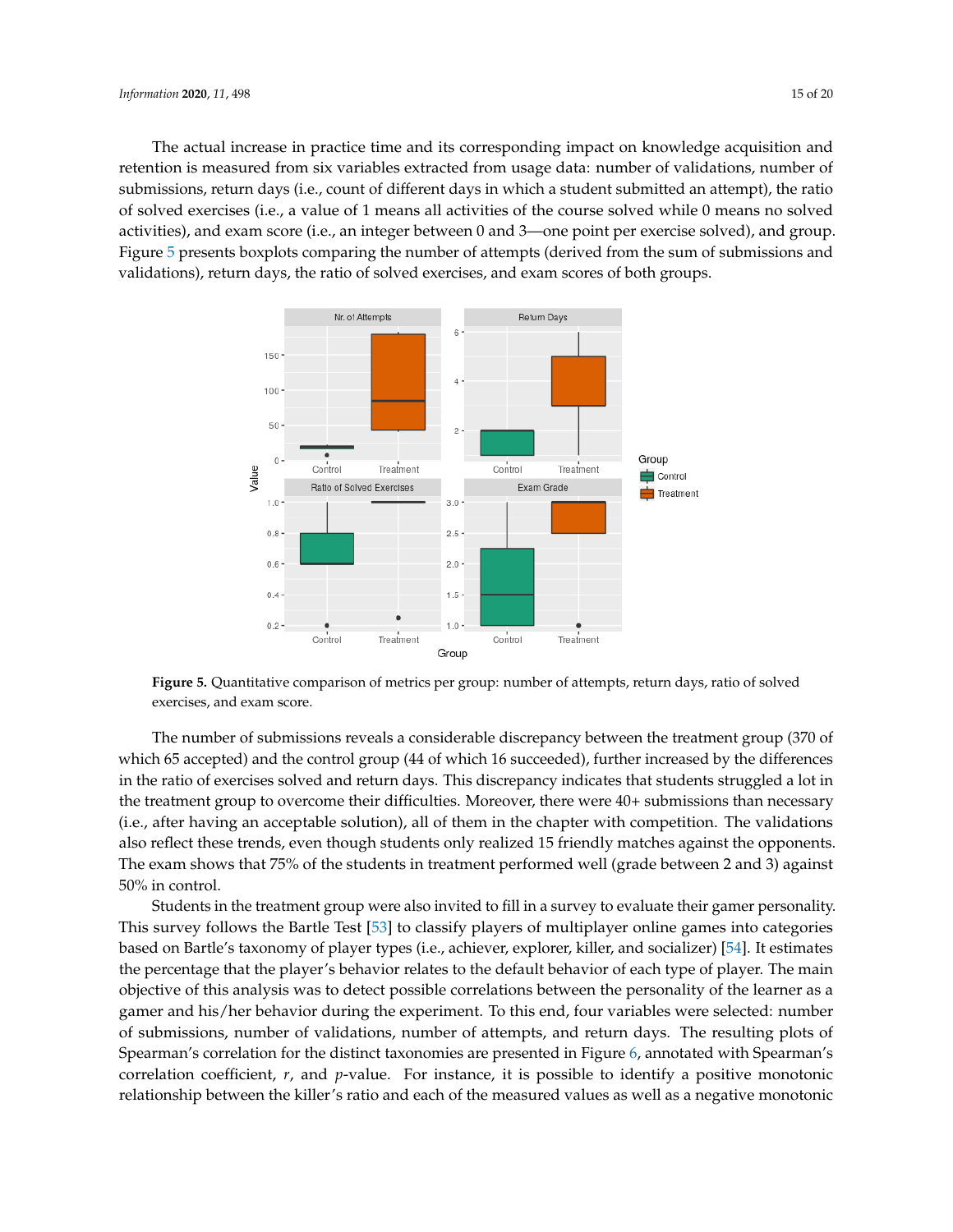The actual increase in practice time and its corresponding impact on knowledge acquisition and retention is measured from six variables extracted from usage data: number of validations, number of submissions, return days (i.e., count of different days in which a student submitted an attempt), the ratio of solved exercises (i.e., a value of 1 means all activities of the course solved while 0 means no solved activities), and exam score (i.e., an integer between 0 and 3—one point per exercise solved), and group. Figure 5 presents boxplots comparing the number of attempts (derived from the sum of submissions and validations), return days, the ratio of solved exercises, and exam scores of both groups.

Nr. of Attempts
150
100
50
0
Control Treatment

Return Days
6
4
2
Control Treatment

Ratio of Solved Exercises
1.0
0.8
0.6
0.4
0.2
Control Treatment

Exam Grade
3.0
2.5
2.0
1.5
1.0
Control Treatment

Value

Group

Group
Control
Treatment

**Figure 5.** Quantitative comparison of metrics per group: number of attempts, return days, ratio of solved exercises, and exam score.

The number of submissions reveals a considerable discrepancy between the treatment group (370 of which 65 accepted) and the control group (44 of which 16 succeeded), further increased by the differences in the ratio of exercises solved and return days. This discrepancy indicates that students struggled a lot in the treatment group to overcome their difficulties. Moreover, there were 40+ submissions than necessary (i.e., after having an acceptable solution), all of them in the chapter with competition. The validations also reflect these trends, even though students only realized 15 friendly matches against the opponents. The exam shows that 75% of the students in treatment performed well (grade between 2 and 3) against 50% in control.

Students in the treatment group were also invited to fill in a survey to evaluate their gamer personality. This survey follows the Bartle Test [53] to classify players of multiplayer online games into categories based on Bartle's taxonomy of player types (i.e., achiever, explorer, killer, and socializer) [54]. It estimates the percentage that the player's behavior relates to the default behavior of each type of player. The main objective of this analysis was to detect possible correlations between the personality of the learner as a gamer and his/her behavior during the experiment. To this end, four variables were selected: number of submissions, number of validations, number of attempts, and return days. The resulting plots of Spearman's correlation for the distinct taxonomies are presented in Figure 6, annotated with Spearman's correlation coefficient, $r$, and $p$-value. For instance, it is possible to identify a positive monotonic relationship between the killer's ratio and each of the measured values as well as a negative monotonic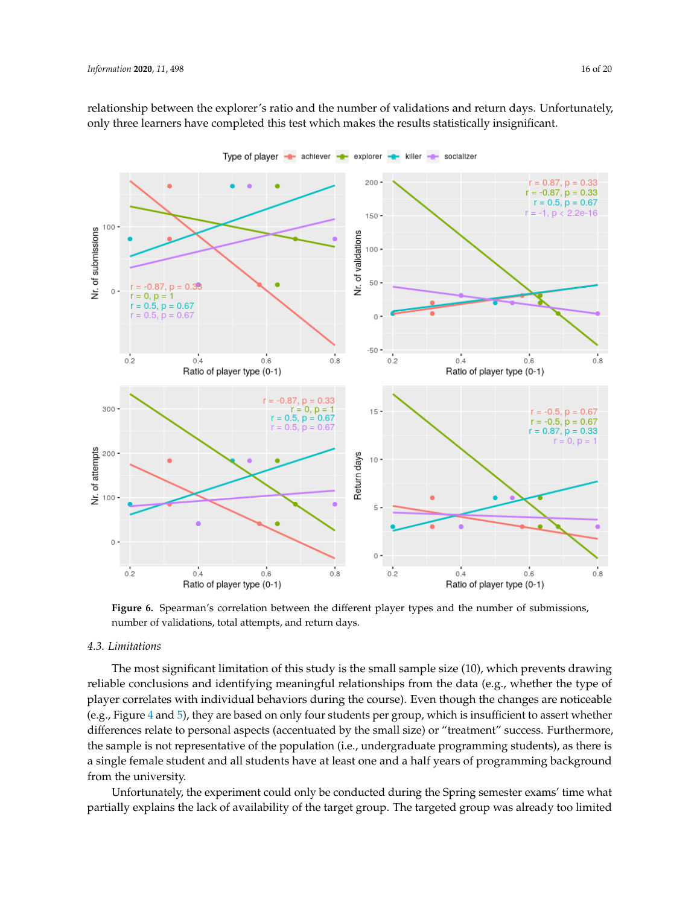relationship between the explorer's ratio and the number of validations and return days. Unfortunately, only three learners have completed this test which makes the results statistically insignificant.

Type of player: achiever, explorer, killer, socializer

Nr. of submissions

r = -0.87, p = 0.33
r = 0, p = 1
r = 0.5, p = 0.67
r = 0.5, p = 0.67

Ratio of player type (0-1)

Nr. of validations

r = 0.87, p = 0.33
r = -0.87, p = 0.33
r = 0.5, p = 0.67
r = -1, p < 2.2e-16

Ratio of player type (0-1)

Nr. of attempts

r = -0.87, p = 0.33
r = 0, p = 1
r = 0.5, p = 0.67
r = 0.5, p = 0.67

Ratio of player type (0-1)

Return days

r = -0.5, p = 0.67
r = -0.5, p = 0.67
r = 0.87, p = 0.33
r = 0, p = 1

Ratio of player type (0-1)

**Figure 6.** Spearman's correlation between the different player types and the number of submissions, number of validations, total attempts, and return days.

### 4.3. Limitations

The most significant limitation of this study is the small sample size (10), which prevents drawing reliable conclusions and identifying meaningful relationships from the data (e.g., whether the type of player correlates with individual behaviors during the course). Even though the changes are noticeable (e.g., Figure 4 and 5), they are based on only four students per group, which is insufficient to assert whether differences relate to personal aspects (accentuated by the small size) or "treatment" success. Furthermore, the sample is not representative of the population (i.e., undergraduate programming students), as there is a single female student and all students have at least one and a half years of programming background from the university.

Unfortunately, the experiment could only be conducted during the Spring semester exams' time what partially explains the lack of availability of the target group. The targeted group was already too limited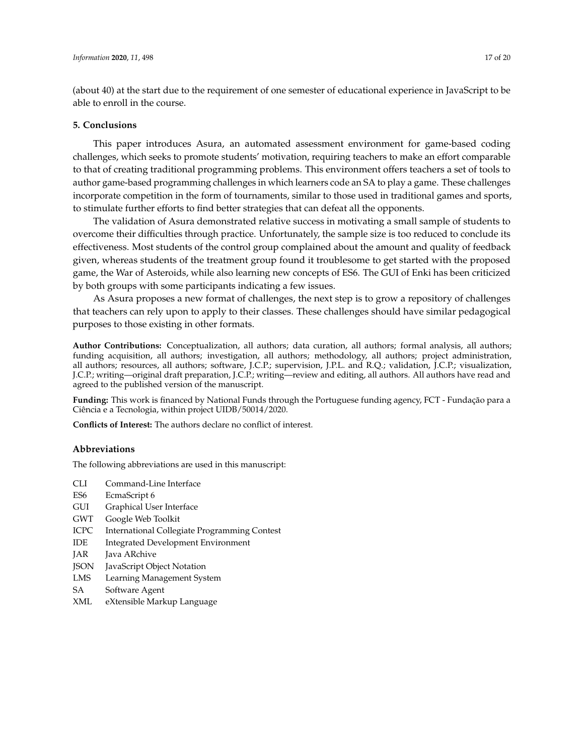(about 40) at the start due to the requirement of one semester of educational experience in JavaScript to be able to enroll in the course.

## 5. Conclusions

This paper introduces Asura, an automated assessment environment for game-based coding challenges, which seeks to promote students' motivation, requiring teachers to make an effort comparable to that of creating traditional programming problems. This environment offers teachers a set of tools to author game-based programming challenges in which learners code an SA to play a game. These challenges incorporate competition in the form of tournaments, similar to those used in traditional games and sports, to stimulate further efforts to find better strategies that can defeat all the opponents.

The validation of Asura demonstrated relative success in motivating a small sample of students to overcome their difficulties through practice. Unfortunately, the sample size is too reduced to conclude its effectiveness. Most students of the control group complained about the amount and quality of feedback given, whereas students of the treatment group found it troublesome to get started with the proposed game, the War of Asteroids, while also learning new concepts of ES6. The GUI of Enki has been criticized by both groups with some participants indicating a few issues.

As Asura proposes a new format of challenges, the next step is to grow a repository of challenges that teachers can rely upon to apply to their classes. These challenges should have similar pedagogical purposes to those existing in other formats.

**Author Contributions:** Conceptualization, all authors; data curation, all authors; formal analysis, all authors; funding acquisition, all authors; investigation, all authors; methodology, all authors; project administration, all authors; resources, all authors; software, J.C.P.; supervision, J.P.L. and R.Q.; validation, J.C.P.; visualization, J.C.P.; writing—original draft preparation, J.C.P.; writing—review and editing, all authors. All authors have read and agreed to the published version of the manuscript.

**Funding:** This work is financed by National Funds through the Portuguese funding agency, FCT - Fundação para a Ciência e a Tecnologia, within project UIDB/50014/2020.

**Conflicts of Interest:** The authors declare no conflict of interest.

## Abbreviations

The following abbreviations are used in this manuscript:

| | |
|---|---|
| CLI | Command-Line Interface |
| ES6 | EcmaScript 6 |
| GUI | Graphical User Interface |
| GWT | Google Web Toolkit |
| ICPC | International Collegiate Programming Contest |
| IDE | Integrated Development Environment |
| JAR | Java ARchive |
| JSON | JavaScript Object Notation |
| LMS | Learning Management System |
| SA | Software Agent |
| XML | eXtensible Markup Language |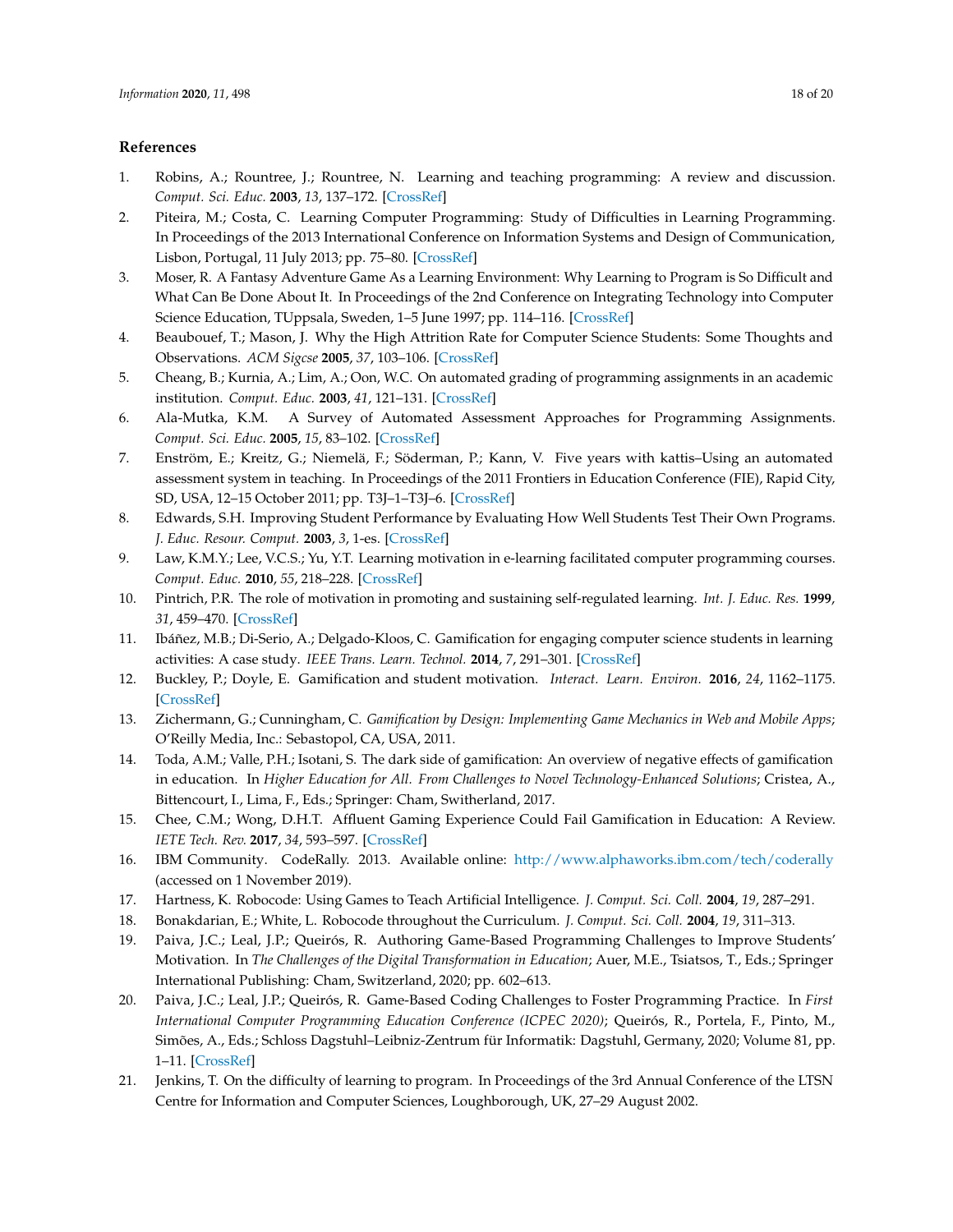## References

1. Robins, A.; Rountree, J.; Rountree, N. Learning and teaching programming: A review and discussion. *Comput. Sci. Educ.* **2003**, *13*, 137–172. [CrossRef]
2. Piteira, M.; Costa, C. Learning Computer Programming: Study of Difficulties in Learning Programming. In Proceedings of the 2013 International Conference on Information Systems and Design of Communication, Lisbon, Portugal, 11 July 2013; pp. 75–80. [CrossRef]
3. Moser, R. A Fantasy Adventure Game As a Learning Environment: Why Learning to Program is So Difficult and What Can Be Done About It. In Proceedings of the 2nd Conference on Integrating Technology into Computer Science Education, TUppsala, Sweden, 1–5 June 1997; pp. 114–116. [CrossRef]
4. Beaubouef, T.; Mason, J. Why the High Attrition Rate for Computer Science Students: Some Thoughts and Observations. *ACM Sigcse* **2005**, *37*, 103–106. [CrossRef]
5. Cheang, B.; Kurnia, A.; Lim, A.; Oon, W.C. On automated grading of programming assignments in an academic institution. *Comput. Educ.* **2003**, *41*, 121–131. [CrossRef]
6. Ala-Mutka, K.M. A Survey of Automated Assessment Approaches for Programming Assignments. *Comput. Sci. Educ.* **2005**, *15*, 83–102. [CrossRef]
7. Enström, E.; Kreitz, G.; Niemelä, F.; Söderman, P.; Kann, V. Five years with kattis–Using an automated assessment system in teaching. In Proceedings of the 2011 Frontiers in Education Conference (FIE), Rapid City, SD, USA, 12–15 October 2011; pp. T3J–1–T3J–6. [CrossRef]
8. Edwards, S.H. Improving Student Performance by Evaluating How Well Students Test Their Own Programs. *J. Educ. Resour. Comput.* **2003**, *3*, 1-es. [CrossRef]
9. Law, K.M.Y.; Lee, V.C.S.; Yu, Y.T. Learning motivation in e-learning facilitated computer programming courses. *Comput. Educ.* **2010**, *55*, 218–228. [CrossRef]
10. Pintrich, P.R. The role of motivation in promoting and sustaining self-regulated learning. *Int. J. Educ. Res.* **1999**, *31*, 459–470. [CrossRef]
11. Ibáñez, M.B.; Di-Serio, A.; Delgado-Kloos, C. Gamification for engaging computer science students in learning activities: A case study. *IEEE Trans. Learn. Technol.* **2014**, *7*, 291–301. [CrossRef]
12. Buckley, P.; Doyle, E. Gamification and student motivation. *Interact. Learn. Environ.* **2016**, *24*, 1162–1175. [CrossRef]
13. Zichermann, G.; Cunningham, C. *Gamification by Design: Implementing Game Mechanics in Web and Mobile Apps*; O'Reilly Media, Inc.: Sebastopol, CA, USA, 2011.
14. Toda, A.M.; Valle, P.H.; Isotani, S. The dark side of gamification: An overview of negative effects of gamification in education. In *Higher Education for All. From Challenges to Novel Technology-Enhanced Solutions*; Cristea, A., Bittencourt, I., Lima, F., Eds.; Springer: Cham, Switherland, 2017.
15. Chee, C.M.; Wong, D.H.T. Affluent Gaming Experience Could Fail Gamification in Education: A Review. *IETE Tech. Rev.* **2017**, *34*, 593–597. [CrossRef]
16. IBM Community. CodeRally. 2013. Available online: http://www.alphaworks.ibm.com/tech/coderally (accessed on 1 November 2019).
17. Hartness, K. Robocode: Using Games to Teach Artificial Intelligence. *J. Comput. Sci. Coll.* **2004**, *19*, 287–291.
18. Bonakdarian, E.; White, L. Robocode throughout the Curriculum. *J. Comput. Sci. Coll.* **2004**, *19*, 311–313.
19. Paiva, J.C.; Leal, J.P.; Queirós, R. Authoring Game-Based Programming Challenges to Improve Students' Motivation. In *The Challenges of the Digital Transformation in Education*; Auer, M.E., Tsiatsos, T., Eds.; Springer International Publishing: Cham, Switzerland, 2020; pp. 602–613.
20. Paiva, J.C.; Leal, J.P.; Queirós, R. Game-Based Coding Challenges to Foster Programming Practice. In *First International Computer Programming Education Conference (ICPEC 2020)*; Queirós, R., Portela, F., Pinto, M., Simões, A., Eds.; Schloss Dagstuhl–Leibniz-Zentrum für Informatik: Dagstuhl, Germany, 2020; Volume 81, pp. 1–11. [CrossRef]
21. Jenkins, T. On the difficulty of learning to program. In Proceedings of the 3rd Annual Conference of the LTSN Centre for Information and Computer Sciences, Loughborough, UK, 27–29 August 2002.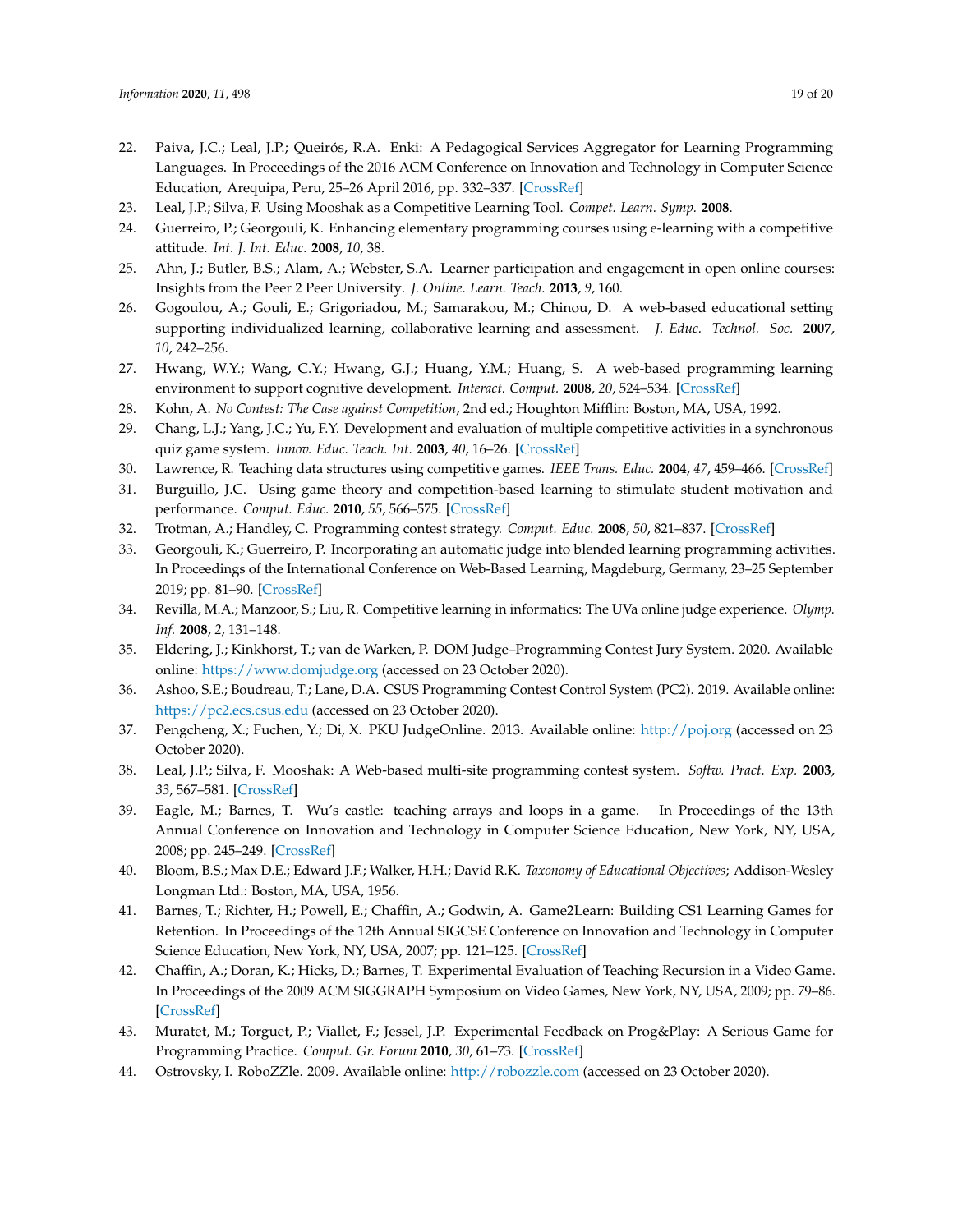22. Paiva, J.C.; Leal, J.P.; Queirós, R.A. Enki: A Pedagogical Services Aggregator for Learning Programming Languages. In Proceedings of the 2016 ACM Conference on Innovation and Technology in Computer Science Education, Arequipa, Peru, 25–26 April 2016, pp. 332–337. [CrossRef]
23. Leal, J.P.; Silva, F. Using Mooshak as a Competitive Learning Tool. *Compet. Learn. Symp.* **2008**.
24. Guerreiro, P.; Georgouli, K. Enhancing elementary programming courses using e-learning with a competitive attitude. *Int. J. Int. Educ.* **2008**, *10*, 38.
25. Ahn, J.; Butler, B.S.; Alam, A.; Webster, S.A. Learner participation and engagement in open online courses: Insights from the Peer 2 Peer University. *J. Online. Learn. Teach.* **2013**, *9*, 160.
26. Gogoulou, A.; Gouli, E.; Grigoriadou, M.; Samarakou, M.; Chinou, D. A web-based educational setting supporting individualized learning, collaborative learning and assessment. *J. Educ. Technol. Soc.* **2007**, *10*, 242–256.
27. Hwang, W.Y.; Wang, C.Y.; Hwang, G.J.; Huang, Y.M.; Huang, S. A web-based programming learning environment to support cognitive development. *Interact. Comput.* **2008**, *20*, 524–534. [CrossRef]
28. Kohn, A. *No Contest: The Case against Competition*, 2nd ed.; Houghton Mifflin: Boston, MA, USA, 1992.
29. Chang, L.J.; Yang, J.C.; Yu, F.Y. Development and evaluation of multiple competitive activities in a synchronous quiz game system. *Innov. Educ. Teach. Int.* **2003**, *40*, 16–26. [CrossRef]
30. Lawrence, R. Teaching data structures using competitive games. *IEEE Trans. Educ.* **2004**, *47*, 459–466. [CrossRef]
31. Burguillo, J.C. Using game theory and competition-based learning to stimulate student motivation and performance. *Comput. Educ.* **2010**, *55*, 566–575. [CrossRef]
32. Trotman, A.; Handley, C. Programming contest strategy. *Comput. Educ.* **2008**, *50*, 821–837. [CrossRef]
33. Georgouli, K.; Guerreiro, P. Incorporating an automatic judge into blended learning programming activities. In Proceedings of the International Conference on Web-Based Learning, Magdeburg, Germany, 23–25 September 2019; pp. 81–90. [CrossRef]
34. Revilla, M.A.; Manzoor, S.; Liu, R. Competitive learning in informatics: The UVa online judge experience. *Olymp. Inf.* **2008**, *2*, 131–148.
35. Eldering, J.; Kinkhorst, T.; van de Warken, P. DOM Judge–Programming Contest Jury System. 2020. Available online: https://www.domjudge.org (accessed on 23 October 2020).
36. Ashoo, S.E.; Boudreau, T.; Lane, D.A. CSUS Programming Contest Control System (PC2). 2019. Available online: https://pc2.ecs.csus.edu (accessed on 23 October 2020).
37. Pengcheng, X.; Fuchen, Y.; Di, X. PKU JudgeOnline. 2013. Available online: http://poj.org (accessed on 23 October 2020).
38. Leal, J.P.; Silva, F. Mooshak: A Web-based multi-site programming contest system. *Softw. Pract. Exp.* **2003**, *33*, 567–581. [CrossRef]
39. Eagle, M.; Barnes, T. Wu's castle: teaching arrays and loops in a game. In Proceedings of the 13th Annual Conference on Innovation and Technology in Computer Science Education, New York, NY, USA, 2008; pp. 245–249. [CrossRef]
40. Bloom, B.S.; Max D.E.; Edward J.F.; Walker, H.H.; David R.K. *Taxonomy of Educational Objectives*; Addison-Wesley Longman Ltd.: Boston, MA, USA, 1956.
41. Barnes, T.; Richter, H.; Powell, E.; Chaffin, A.; Godwin, A. Game2Learn: Building CS1 Learning Games for Retention. In Proceedings of the 12th Annual SIGCSE Conference on Innovation and Technology in Computer Science Education, New York, NY, USA, 2007; pp. 121–125. [CrossRef]
42. Chaffin, A.; Doran, K.; Hicks, D.; Barnes, T. Experimental Evaluation of Teaching Recursion in a Video Game. In Proceedings of the 2009 ACM SIGGRAPH Symposium on Video Games, New York, NY, USA, 2009; pp. 79–86. [CrossRef]
43. Muratet, M.; Torguet, P.; Viallet, F.; Jessel, J.P. Experimental Feedback on Prog&Play: A Serious Game for Programming Practice. *Comput. Gr. Forum* **2010**, *30*, 61–73. [CrossRef]
44. Ostrovsky, I. RoboZZle. 2009. Available online: http://robozzle.com (accessed on 23 October 2020).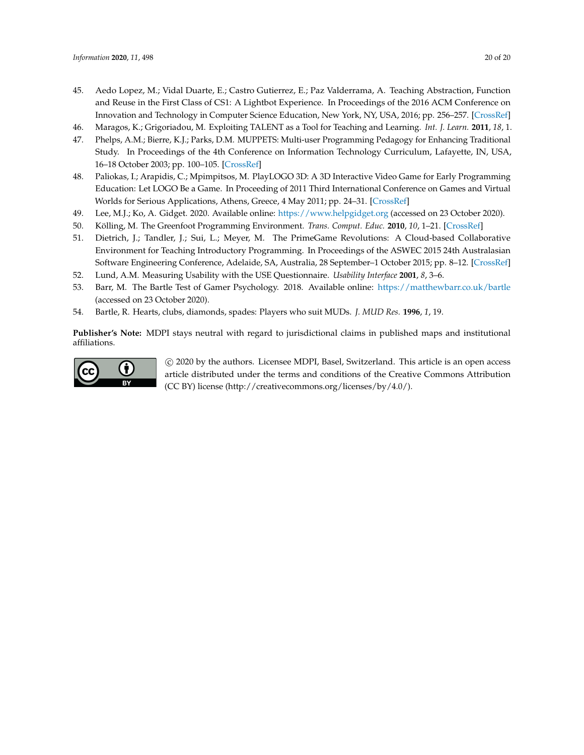45. Aedo Lopez, M.; Vidal Duarte, E.; Castro Gutierrez, E.; Paz Valderrama, A. Teaching Abstraction, Function and Reuse in the First Class of CS1: A Lightbot Experience. In Proceedings of the 2016 ACM Conference on Innovation and Technology in Computer Science Education, New York, NY, USA, 2016; pp. 256–257. [CrossRef]
46. Maragos, K.; Grigoriadou, M. Exploiting TALENT as a Tool for Teaching and Learning. *Int. J. Learn.* **2011**, *18*, 1.
47. Phelps, A.M.; Bierre, K.J.; Parks, D.M. MUPPETS: Multi-user Programming Pedagogy for Enhancing Traditional Study. In Proceedings of the 4th Conference on Information Technology Curriculum, Lafayette, IN, USA, 16–18 October 2003; pp. 100–105. [CrossRef]
48. Paliokas, I.; Arapidis, C.; Mpimpitsos, M. PlayLOGO 3D: A 3D Interactive Video Game for Early Programming Education: Let LOGO Be a Game. In Proceeding of 2011 Third International Conference on Games and Virtual Worlds for Serious Applications, Athens, Greece, 4 May 2011; pp. 24–31. [CrossRef]
49. Lee, M.J.; Ko, A. Gidget. 2020. Available online: https://www.helpgidget.org (accessed on 23 October 2020).
50. Kölling, M. The Greenfoot Programming Environment. *Trans. Comput. Educ.* **2010**, *10*, 1–21. [CrossRef]
51. Dietrich, J.; Tandler, J.; Sui, L.; Meyer, M. The PrimeGame Revolutions: A Cloud-based Collaborative Environment for Teaching Introductory Programming. In Proceedings of the ASWEC 2015 24th Australasian Software Engineering Conference, Adelaide, SA, Australia, 28 September–1 October 2015; pp. 8–12. [CrossRef]
52. Lund, A.M. Measuring Usability with the USE Questionnaire. *Usability Interface* **2001**, *8*, 3–6.
53. Barr, M. The Bartle Test of Gamer Psychology. 2018. Available online: https://matthewbarr.co.uk/bartle (accessed on 23 October 2020).
54. Bartle, R. Hearts, clubs, diamonds, spades: Players who suit MUDs. *J. MUD Res.* **1996**, *1*, 19.

**Publisher's Note:** MDPI stays neutral with regard to jurisdictional claims in published maps and institutional affiliations.

© 2020 by the authors. Licensee MDPI, Basel, Switzerland. This article is an open access article distributed under the terms and conditions of the Creative Commons Attribution (CC BY) license (http://creativecommons.org/licenses/by/4.0/).